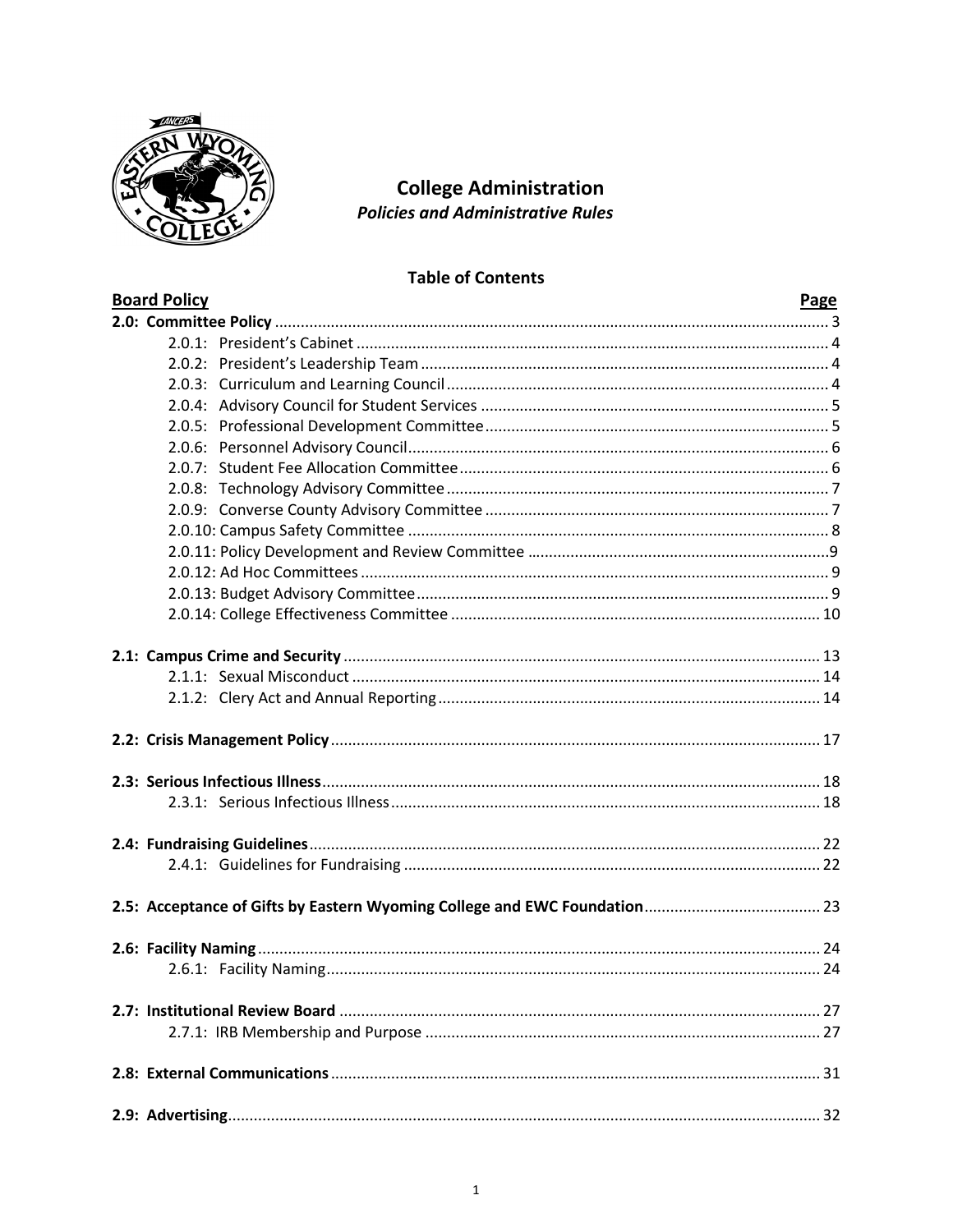# College Administration

***Policies and Administrative Rules***

## Table of Contents

| Board Policy | Page |
|---|---|
| **2.0: Committee Policy** | 3 |
| 2.0.1: President's Cabinet | 4 |
| 2.0.2: President's Leadership Team | 4 |
| 2.0.3: Curriculum and Learning Council | 4 |
| 2.0.4: Advisory Council for Student Services | 5 |
| 2.0.5: Professional Development Committee | 5 |
| 2.0.6: Personnel Advisory Council | 6 |
| 2.0.7: Student Fee Allocation Committee | 6 |
| 2.0.8: Technology Advisory Committee | 7 |
| 2.0.9: Converse County Advisory Committee | 7 |
| 2.0.10: Campus Safety Committee | 8 |
| 2.0.11: Policy Development and Review Committee | 9 |
| 2.0.12: Ad Hoc Committees | 9 |
| 2.0.13: Budget Advisory Committee | 9 |
| 2.0.14: College Effectiveness Committee | 10 |
| **2.1: Campus Crime and Security** | 13 |
| 2.1.1: Sexual Misconduct | 14 |
| 2.1.2: Clery Act and Annual Reporting | 14 |
| **2.2: Crisis Management Policy** | 17 |
| **2.3: Serious Infectious Illness** | 18 |
| 2.3.1: Serious Infectious Illness | 18 |
| **2.4: Fundraising Guidelines** | 22 |
| 2.4.1: Guidelines for Fundraising | 22 |
| **2.5: Acceptance of Gifts by Eastern Wyoming College and EWC Foundation** | 23 |
| **2.6: Facility Naming** | 24 |
| 2.6.1: Facility Naming | 24 |
| **2.7: Institutional Review Board** | 27 |
| 2.7.1: IRB Membership and Purpose | 27 |
| **2.8: External Communications** | 31 |
| **2.9: Advertising** | 32 |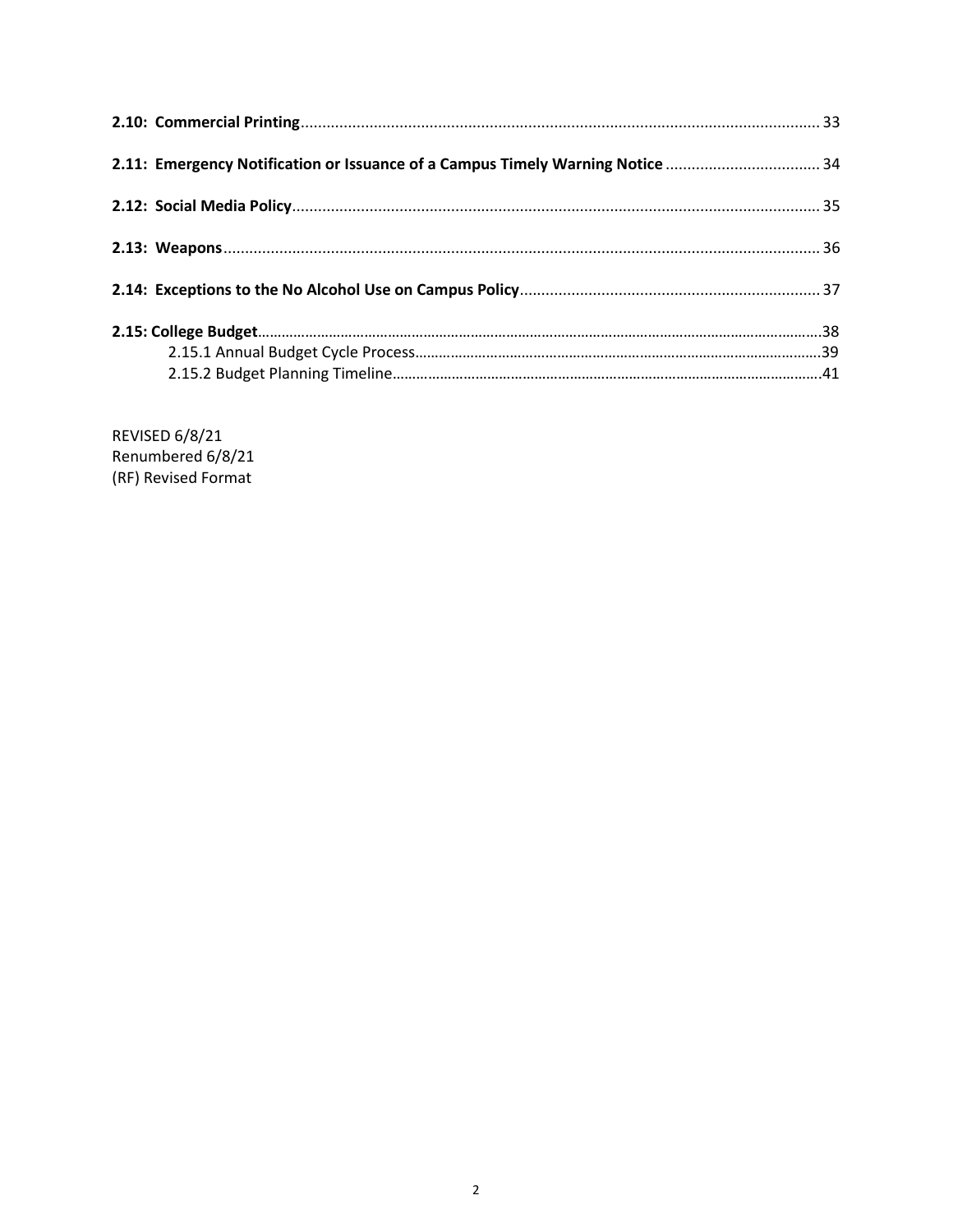**2.10: Commercial Printing** ........................................................................................................................ 33

**2.11: Emergency Notification or Issuance of a Campus Timely Warning Notice** .................................... 34

**2.12: Social Media Policy** ......................................................................................................................... 35

**2.13: Weapons** .......................................................................................................................................... 36

**2.14: Exceptions to the No Alcohol Use on Campus Policy** ..................................................................... 37

**2.15: College Budget** ..................................................................................................................................38
- 2.15.1 Annual Budget Cycle Process.......................................................................................................39
- 2.15.2 Budget Planning Timeline............................................................................................................41

REVISED 6/8/21
Renumbered 6/8/21
(RF) Revised Format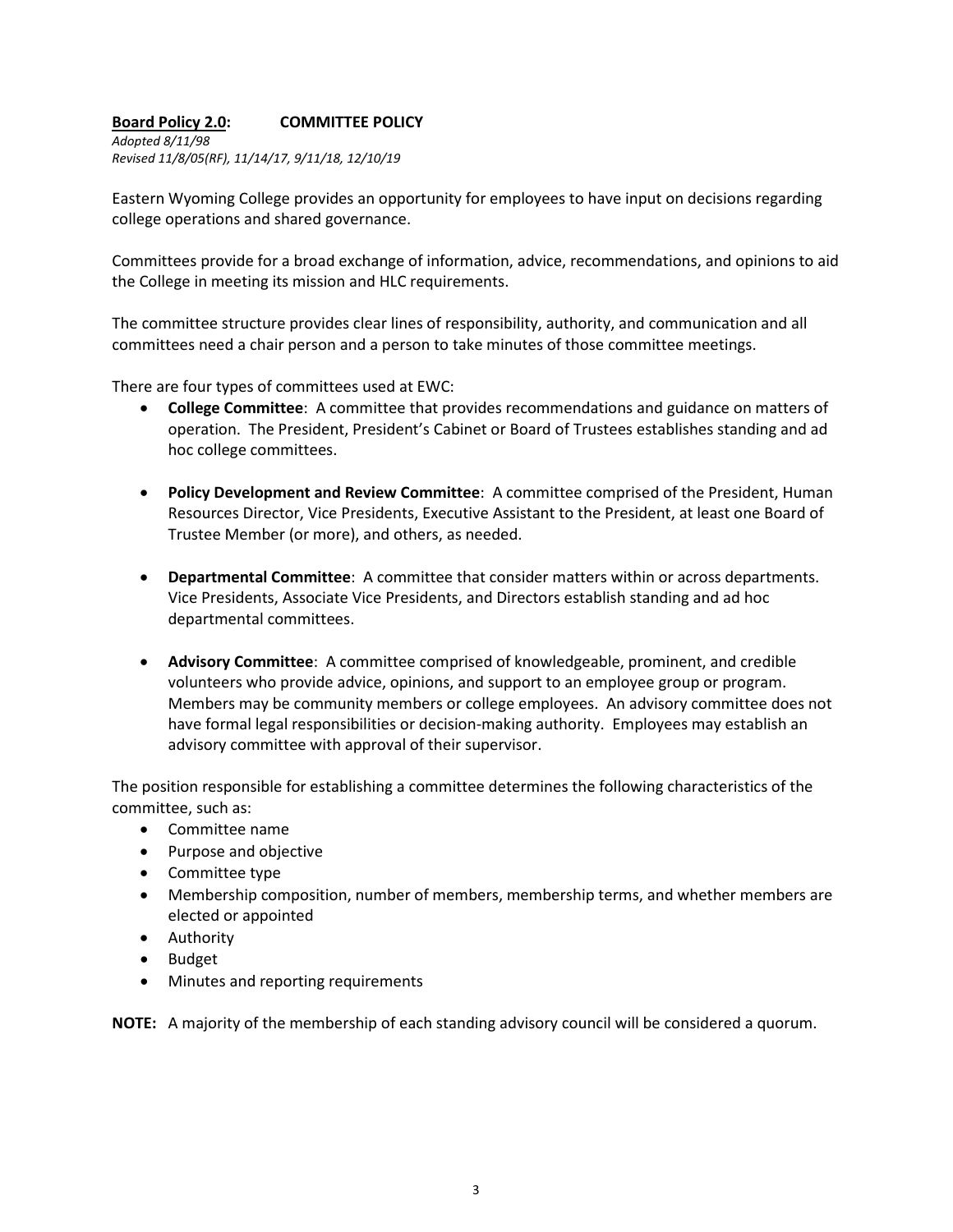**Board Policy 2.0: COMMITTEE POLICY**

*Adopted 8/11/98*
*Revised 11/8/05(RF), 11/14/17, 9/11/18, 12/10/19*

Eastern Wyoming College provides an opportunity for employees to have input on decisions regarding college operations and shared governance.

Committees provide for a broad exchange of information, advice, recommendations, and opinions to aid the College in meeting its mission and HLC requirements.

The committee structure provides clear lines of responsibility, authority, and communication and all committees need a chair person and a person to take minutes of those committee meetings.

There are four types of committees used at EWC:

- **College Committee**: A committee that provides recommendations and guidance on matters of operation. The President, President's Cabinet or Board of Trustees establishes standing and ad hoc college committees.

- **Policy Development and Review Committee**: A committee comprised of the President, Human Resources Director, Vice Presidents, Executive Assistant to the President, at least one Board of Trustee Member (or more), and others, as needed.

- **Departmental Committee**: A committee that consider matters within or across departments. Vice Presidents, Associate Vice Presidents, and Directors establish standing and ad hoc departmental committees.

- **Advisory Committee**: A committee comprised of knowledgeable, prominent, and credible volunteers who provide advice, opinions, and support to an employee group or program. Members may be community members or college employees. An advisory committee does not have formal legal responsibilities or decision-making authority. Employees may establish an advisory committee with approval of their supervisor.

The position responsible for establishing a committee determines the following characteristics of the committee, such as:

- Committee name
- Purpose and objective
- Committee type
- Membership composition, number of members, membership terms, and whether members are elected or appointed
- Authority
- Budget
- Minutes and reporting requirements

**NOTE:** A majority of the membership of each standing advisory council will be considered a quorum.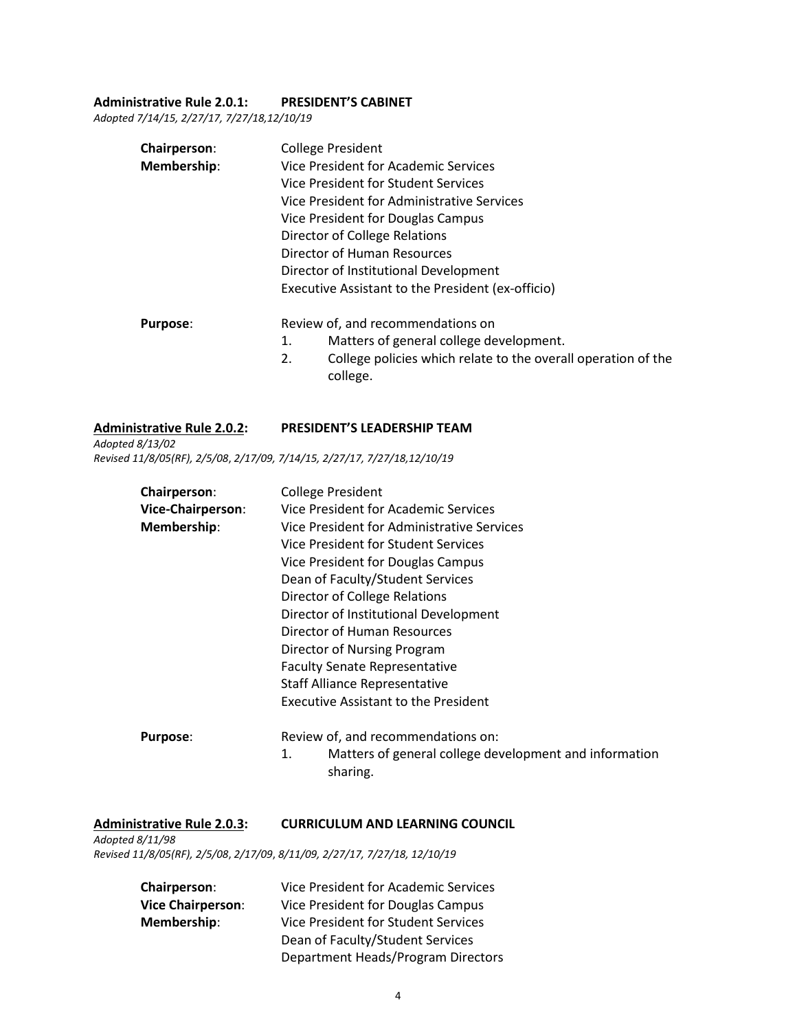**Administrative Rule 2.0.1: PRESIDENT'S CABINET**
*Adopted 7/14/15, 2/27/17, 7/27/18,12/10/19*

**Chairperson**: College President

**Membership**:
- Vice President for Academic Services
- Vice President for Student Services
- Vice President for Administrative Services
- Vice President for Douglas Campus
- Director of College Relations
- Director of Human Resources
- Director of Institutional Development
- Executive Assistant to the President (ex-officio)

**Purpose**: Review of, and recommendations on

1. Matters of general college development.
2. College policies which relate to the overall operation of the college.

**Administrative Rule 2.0.2: PRESIDENT'S LEADERSHIP TEAM**
*Adopted 8/13/02*
*Revised 11/8/05(RF), 2/5/08, 2/17/09, 7/14/15, 2/27/17, 7/27/18,12/10/19*

**Chairperson**: College President

**Vice-Chairperson**: Vice President for Academic Services

**Membership**:
- Vice President for Administrative Services
- Vice President for Student Services
- Vice President for Douglas Campus
- Dean of Faculty/Student Services
- Director of College Relations
- Director of Institutional Development
- Director of Human Resources
- Director of Nursing Program
- Faculty Senate Representative
- Staff Alliance Representative
- Executive Assistant to the President

**Purpose**: Review of, and recommendations on:

1. Matters of general college development and information sharing.

**Administrative Rule 2.0.3: CURRICULUM AND LEARNING COUNCIL**
*Adopted 8/11/98*
*Revised 11/8/05(RF), 2/5/08, 2/17/09, 8/11/09, 2/27/17, 7/27/18, 12/10/19*

**Chairperson**: Vice President for Academic Services

**Vice Chairperson**: Vice President for Douglas Campus

**Membership**:
- Vice President for Student Services
- Dean of Faculty/Student Services
- Department Heads/Program Directors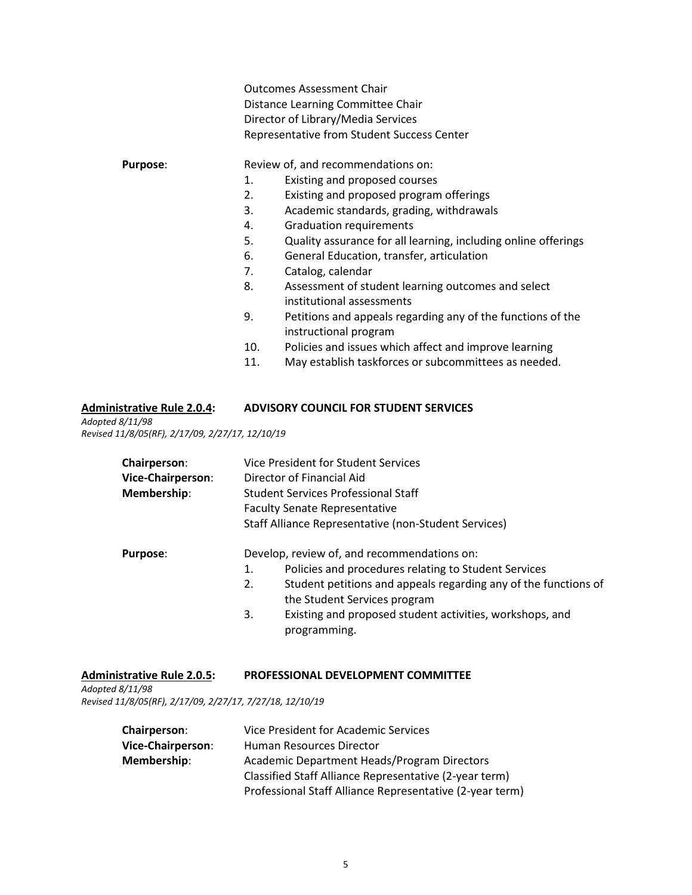Outcomes Assessment Chair
Distance Learning Committee Chair
Director of Library/Media Services
Representative from Student Success Center

**Purpose**: Review of, and recommendations on:

1. Existing and proposed courses
2. Existing and proposed program offerings
3. Academic standards, grading, withdrawals
4. Graduation requirements
5. Quality assurance for all learning, including online offerings
6. General Education, transfer, articulation
7. Catalog, calendar
8. Assessment of student learning outcomes and select institutional assessments
9. Petitions and appeals regarding any of the functions of the instructional program
10. Policies and issues which affect and improve learning
11. May establish taskforces or subcommittees as needed.

## Administrative Rule 2.0.4: ADVISORY COUNCIL FOR STUDENT SERVICES

*Adopted 8/11/98*
*Revised 11/8/05(RF), 2/17/09, 2/27/17, 12/10/19*

**Chairperson**: Vice President for Student Services
**Vice-Chairperson**: Director of Financial Aid
**Membership**: Student Services Professional Staff
Faculty Senate Representative
Staff Alliance Representative (non-Student Services)

**Purpose**: Develop, review of, and recommendations on:

1. Policies and procedures relating to Student Services
2. Student petitions and appeals regarding any of the functions of the Student Services program
3. Existing and proposed student activities, workshops, and programming.

## Administrative Rule 2.0.5: PROFESSIONAL DEVELOPMENT COMMITTEE

*Adopted 8/11/98*
*Revised 11/8/05(RF), 2/17/09, 2/27/17, 7/27/18, 12/10/19*

**Chairperson**: Vice President for Academic Services
**Vice-Chairperson**: Human Resources Director
**Membership**: Academic Department Heads/Program Directors
Classified Staff Alliance Representative (2-year term)
Professional Staff Alliance Representative (2-year term)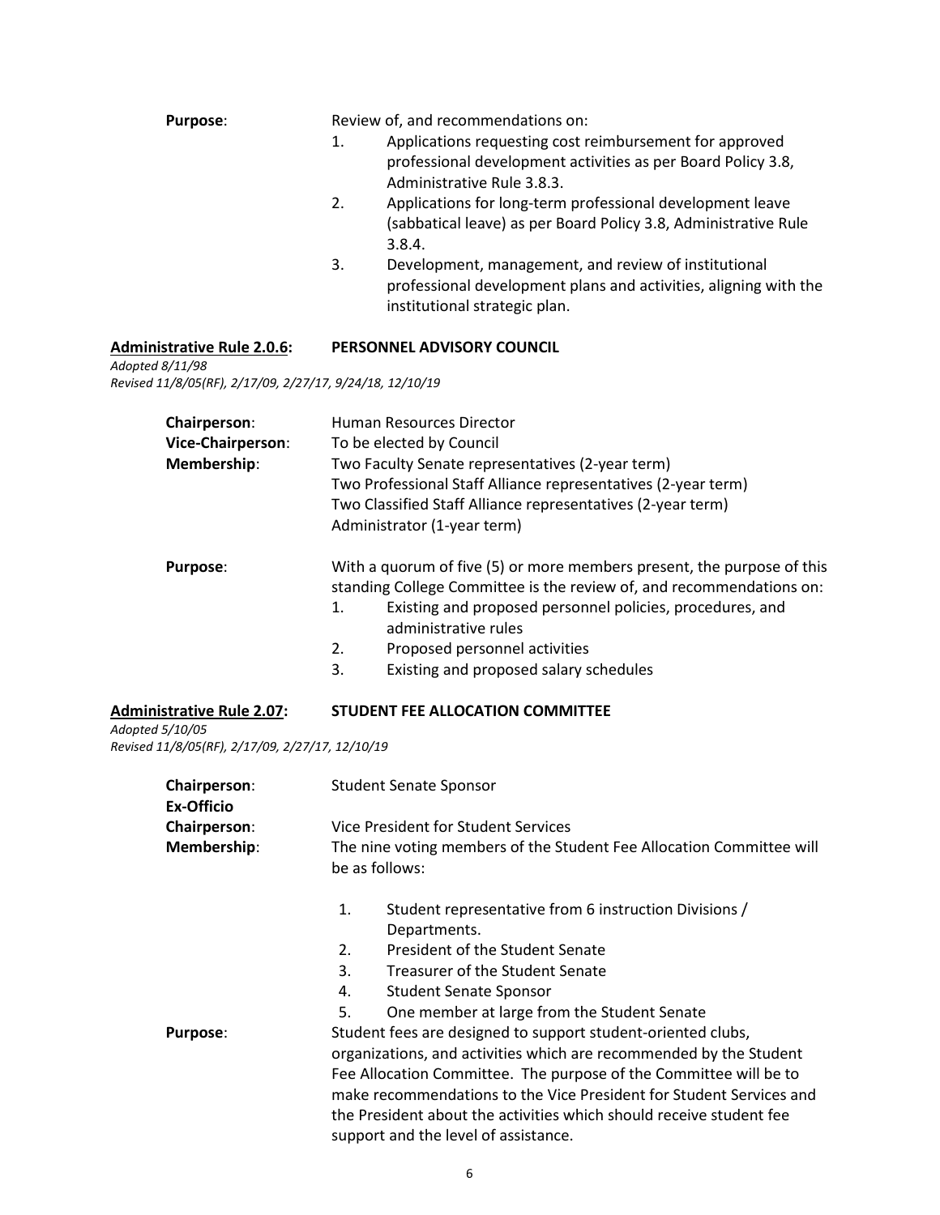**Purpose**: Review of, and recommendations on:

1. Applications requesting cost reimbursement for approved professional development activities as per Board Policy 3.8, Administrative Rule 3.8.3.
2. Applications for long-term professional development leave (sabbatical leave) as per Board Policy 3.8, Administrative Rule 3.8.4.
3. Development, management, and review of institutional professional development plans and activities, aligning with the institutional strategic plan.

## Administrative Rule 2.0.6: PERSONNEL ADVISORY COUNCIL

*Adopted 8/11/98*
*Revised 11/8/05(RF), 2/17/09, 2/27/17, 9/24/18, 12/10/19*

**Chairperson**: Human Resources Director
**Vice-Chairperson**: To be elected by Council
**Membership**: Two Faculty Senate representatives (2-year term)
Two Professional Staff Alliance representatives (2-year term)
Two Classified Staff Alliance representatives (2-year term)
Administrator (1-year term)

**Purpose**: With a quorum of five (5) or more members present, the purpose of this standing College Committee is the review of, and recommendations on:

1. Existing and proposed personnel policies, procedures, and administrative rules
2. Proposed personnel activities
3. Existing and proposed salary schedules

## Administrative Rule 2.07: STUDENT FEE ALLOCATION COMMITTEE

*Adopted 5/10/05*
*Revised 11/8/05(RF), 2/17/09, 2/27/17, 12/10/19*

**Chairperson**: Student Senate Sponsor
**Ex-Officio Chairperson**: Vice President for Student Services
**Membership**: The nine voting members of the Student Fee Allocation Committee will be as follows:

1. Student representative from 6 instruction Divisions / Departments.
2. President of the Student Senate
3. Treasurer of the Student Senate
4. Student Senate Sponsor
5. One member at large from the Student Senate

**Purpose**: Student fees are designed to support student-oriented clubs, organizations, and activities which are recommended by the Student Fee Allocation Committee. The purpose of the Committee will be to make recommendations to the Vice President for Student Services and the President about the activities which should receive student fee support and the level of assistance.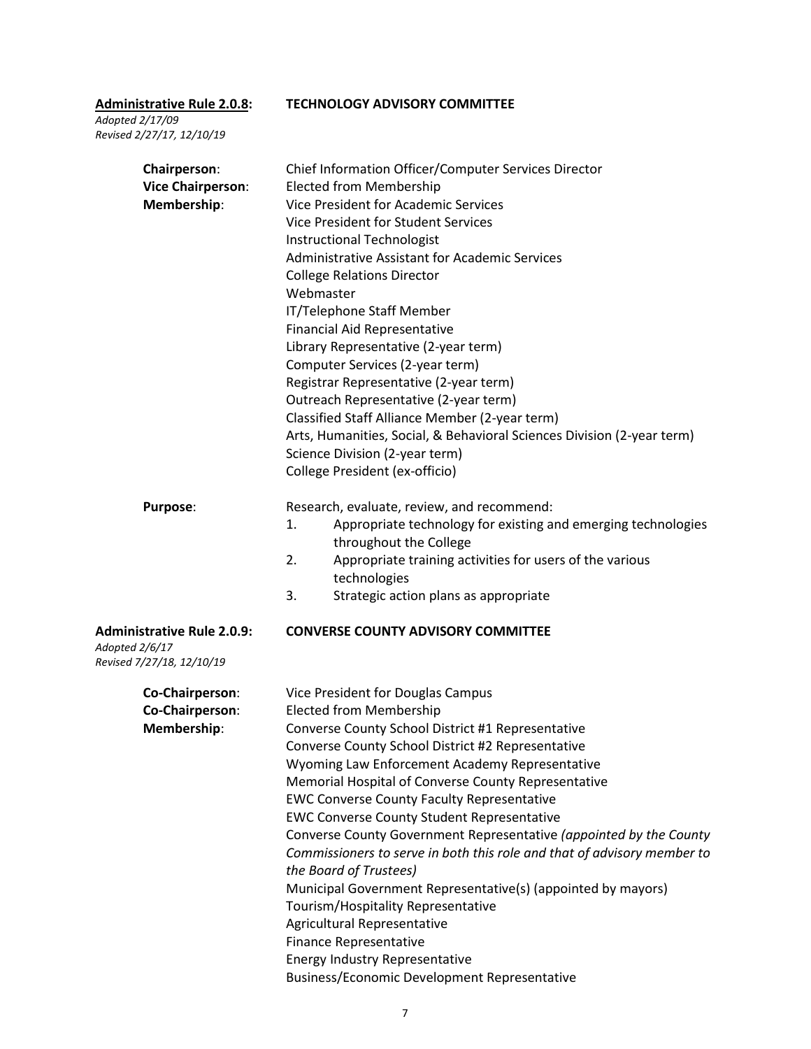**Administrative Rule 2.0.8:** **TECHNOLOGY ADVISORY COMMITTEE**

*Adopted 2/17/09*
*Revised 2/27/17, 12/10/19*

**Chairperson**: Chief Information Officer/Computer Services Director

**Vice Chairperson**: Elected from Membership

**Membership**:
Vice President for Academic Services
Vice President for Student Services
Instructional Technologist
Administrative Assistant for Academic Services
College Relations Director
Webmaster
IT/Telephone Staff Member
Financial Aid Representative
Library Representative (2-year term)
Computer Services (2-year term)
Registrar Representative (2-year term)
Outreach Representative (2-year term)
Classified Staff Alliance Member (2-year term)
Arts, Humanities, Social, & Behavioral Sciences Division (2-year term)
Science Division (2-year term)
College President (ex-officio)

**Purpose**: Research, evaluate, review, and recommend:

1. Appropriate technology for existing and emerging technologies throughout the College
2. Appropriate training activities for users of the various technologies
3. Strategic action plans as appropriate

**Administrative Rule 2.0.9:** **CONVERSE COUNTY ADVISORY COMMITTEE**

*Adopted 2/6/17*
*Revised 7/27/18, 12/10/19*

**Co-Chairperson**: Vice President for Douglas Campus

**Co-Chairperson**: Elected from Membership

**Membership**:
Converse County School District #1 Representative
Converse County School District #2 Representative
Wyoming Law Enforcement Academy Representative
Memorial Hospital of Converse County Representative
EWC Converse County Faculty Representative
EWC Converse County Student Representative
Converse County Government Representative *(appointed by the County Commissioners to serve in both this role and that of advisory member to the Board of Trustees)*
Municipal Government Representative(s) (appointed by mayors)
Tourism/Hospitality Representative
Agricultural Representative
Finance Representative
Energy Industry Representative
Business/Economic Development Representative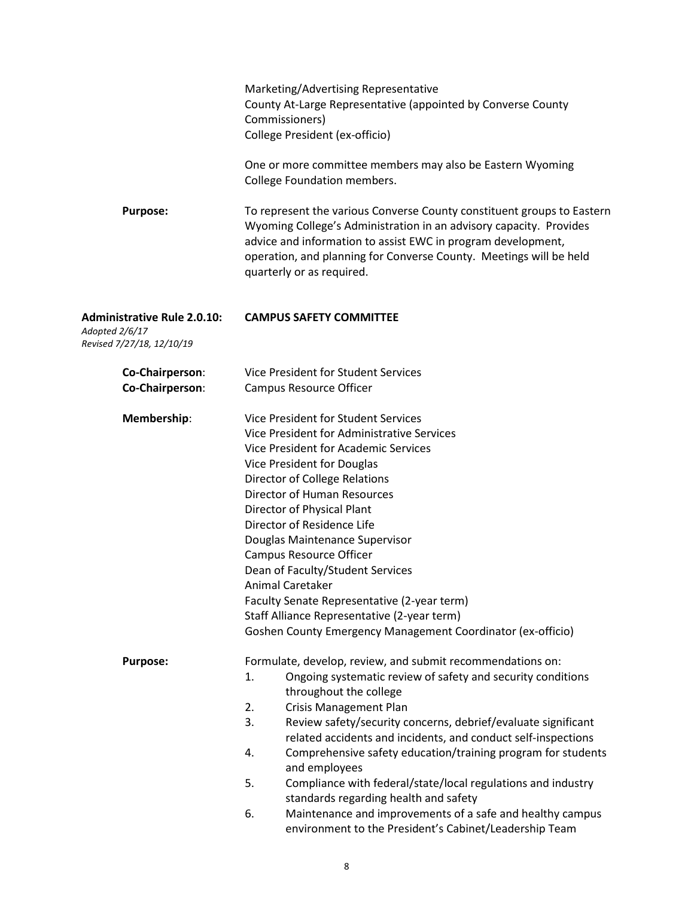Marketing/Advertising Representative
County At-Large Representative (appointed by Converse County Commissioners)
College President (ex-officio)

One or more committee members may also be Eastern Wyoming College Foundation members.

**Purpose:** To represent the various Converse County constituent groups to Eastern Wyoming College's Administration in an advisory capacity. Provides advice and information to assist EWC in program development, operation, and planning for Converse County. Meetings will be held quarterly or as required.

**Administrative Rule 2.0.10: CAMPUS SAFETY COMMITTEE**
*Adopted 2/6/17*
*Revised 7/27/18, 12/10/19*

**Co-Chairperson**: Vice President for Student Services
**Co-Chairperson**: Campus Resource Officer

**Membership**:

Vice President for Student Services
Vice President for Administrative Services
Vice President for Academic Services
Vice President for Douglas
Director of College Relations
Director of Human Resources
Director of Physical Plant
Director of Residence Life
Douglas Maintenance Supervisor
Campus Resource Officer
Dean of Faculty/Student Services
Animal Caretaker
Faculty Senate Representative (2-year term)
Staff Alliance Representative (2-year term)
Goshen County Emergency Management Coordinator (ex-officio)

**Purpose:** Formulate, develop, review, and submit recommendations on:

1. Ongoing systematic review of safety and security conditions throughout the college
2. Crisis Management Plan
3. Review safety/security concerns, debrief/evaluate significant related accidents and incidents, and conduct self-inspections
4. Comprehensive safety education/training program for students and employees
5. Compliance with federal/state/local regulations and industry standards regarding health and safety
6. Maintenance and improvements of a safe and healthy campus environment to the President's Cabinet/Leadership Team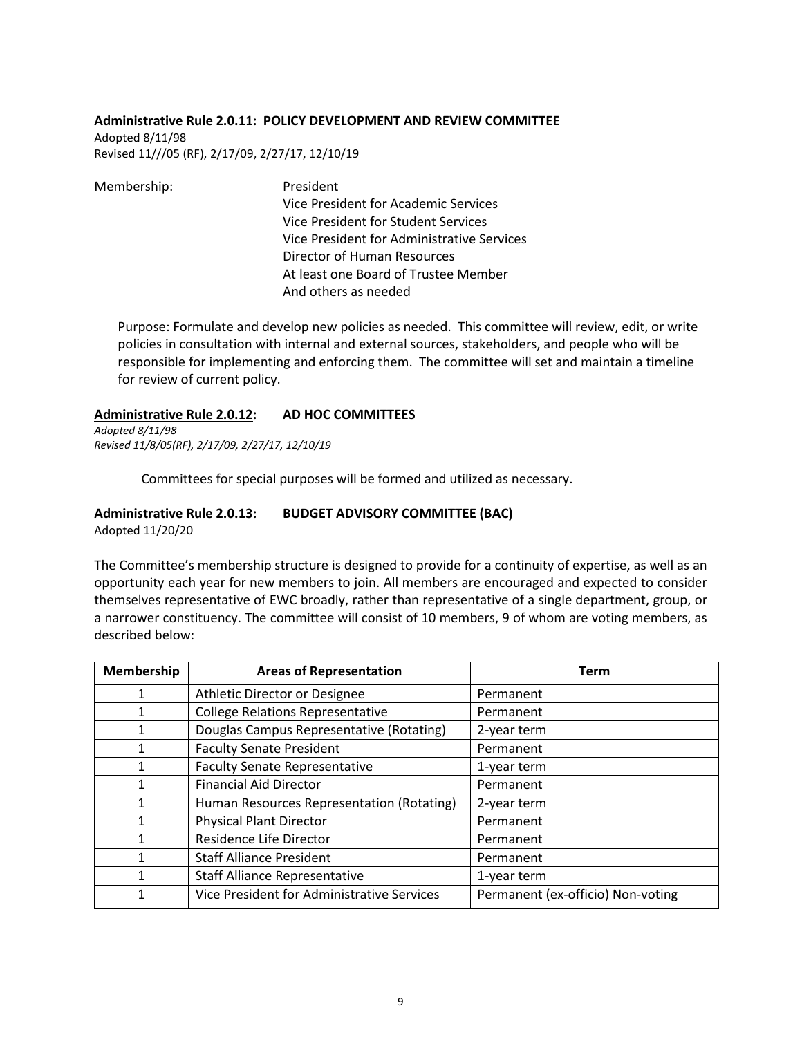**Administrative Rule 2.0.11: POLICY DEVELOPMENT AND REVIEW COMMITTEE**

Adopted 8/11/98
Revised 11///05 (RF), 2/17/09, 2/27/17, 12/10/19

Membership:
- President
- Vice President for Academic Services
- Vice President for Student Services
- Vice President for Administrative Services
- Director of Human Resources
- At least one Board of Trustee Member
- And others as needed

Purpose: Formulate and develop new policies as needed. This committee will review, edit, or write policies in consultation with internal and external sources, stakeholders, and people who will be responsible for implementing and enforcing them. The committee will set and maintain a timeline for review of current policy.

**Administrative Rule 2.0.12: AD HOC COMMITTEES**

*Adopted 8/11/98*
*Revised 11/8/05(RF), 2/17/09, 2/27/17, 12/10/19*

Committees for special purposes will be formed and utilized as necessary.

**Administrative Rule 2.0.13: BUDGET ADVISORY COMMITTEE (BAC)**

Adopted 11/20/20

The Committee's membership structure is designed to provide for a continuity of expertise, as well as an opportunity each year for new members to join. All members are encouraged and expected to consider themselves representative of EWC broadly, rather than representative of a single department, group, or a narrower constituency. The committee will consist of 10 members, 9 of whom are voting members, as described below:

| Membership | Areas of Representation | Term |
|---|---|---|
| 1 | Athletic Director or Designee | Permanent |
| 1 | College Relations Representative | Permanent |
| 1 | Douglas Campus Representative (Rotating) | 2-year term |
| 1 | Faculty Senate President | Permanent |
| 1 | Faculty Senate Representative | 1-year term |
| 1 | Financial Aid Director | Permanent |
| 1 | Human Resources Representation (Rotating) | 2-year term |
| 1 | Physical Plant Director | Permanent |
| 1 | Residence Life Director | Permanent |
| 1 | Staff Alliance President | Permanent |
| 1 | Staff Alliance Representative | 1-year term |
| 1 | Vice President for Administrative Services | Permanent (ex-officio) Non-voting |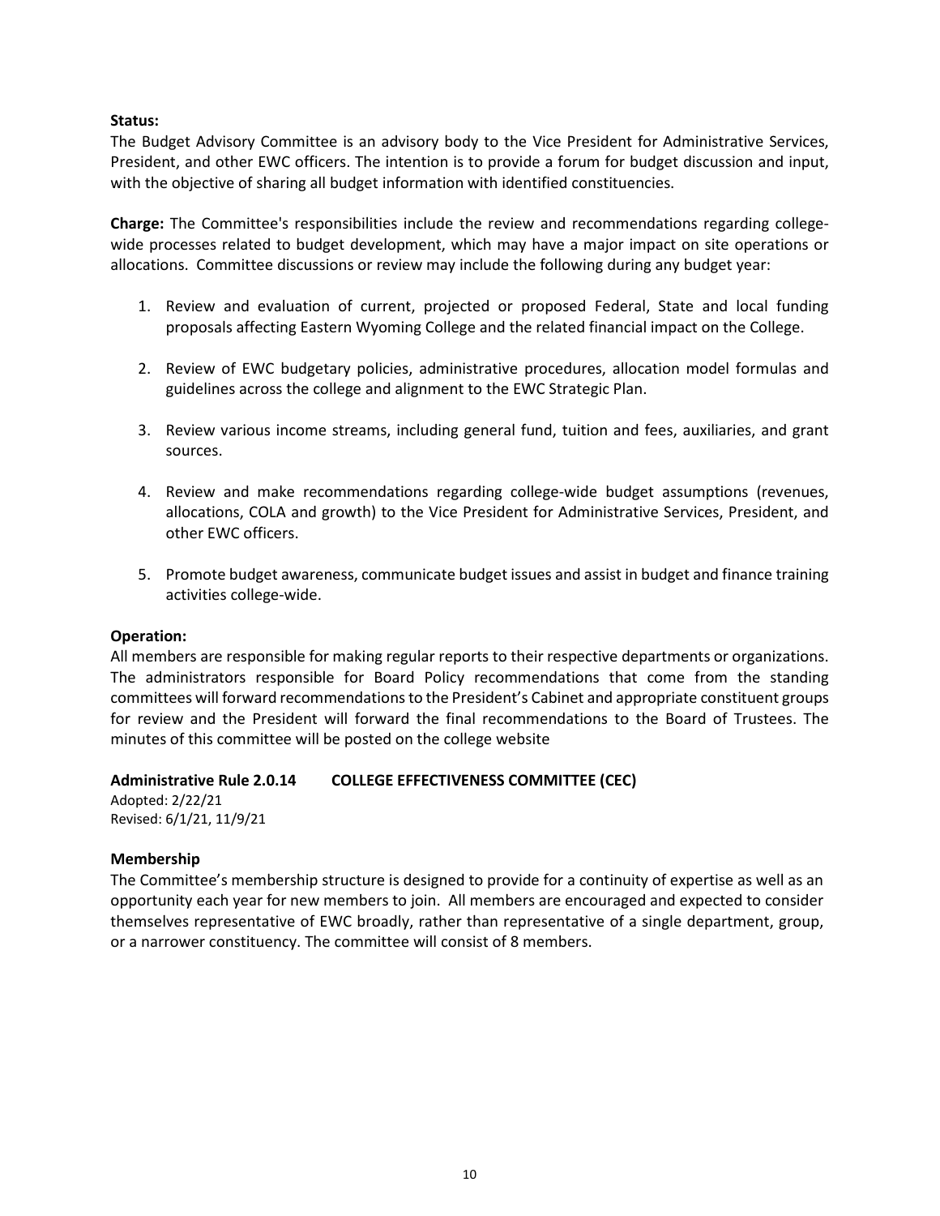**Status:**
The Budget Advisory Committee is an advisory body to the Vice President for Administrative Services, President, and other EWC officers. The intention is to provide a forum for budget discussion and input, with the objective of sharing all budget information with identified constituencies.

**Charge:** The Committee's responsibilities include the review and recommendations regarding college-wide processes related to budget development, which may have a major impact on site operations or allocations. Committee discussions or review may include the following during any budget year:

1. Review and evaluation of current, projected or proposed Federal, State and local funding proposals affecting Eastern Wyoming College and the related financial impact on the College.

2. Review of EWC budgetary policies, administrative procedures, allocation model formulas and guidelines across the college and alignment to the EWC Strategic Plan.

3. Review various income streams, including general fund, tuition and fees, auxiliaries, and grant sources.

4. Review and make recommendations regarding college-wide budget assumptions (revenues, allocations, COLA and growth) to the Vice President for Administrative Services, President, and other EWC officers.

5. Promote budget awareness, communicate budget issues and assist in budget and finance training activities college-wide.

**Operation:**
All members are responsible for making regular reports to their respective departments or organizations. The administrators responsible for Board Policy recommendations that come from the standing committees will forward recommendations to the President's Cabinet and appropriate constituent groups for review and the President will forward the final recommendations to the Board of Trustees. The minutes of this committee will be posted on the college website

### Administrative Rule 2.0.14 COLLEGE EFFECTIVENESS COMMITTEE (CEC)

Adopted: 2/22/21
Revised: 6/1/21, 11/9/21

**Membership**
The Committee's membership structure is designed to provide for a continuity of expertise as well as an opportunity each year for new members to join. All members are encouraged and expected to consider themselves representative of EWC broadly, rather than representative of a single department, group, or a narrower constituency. The committee will consist of 8 members.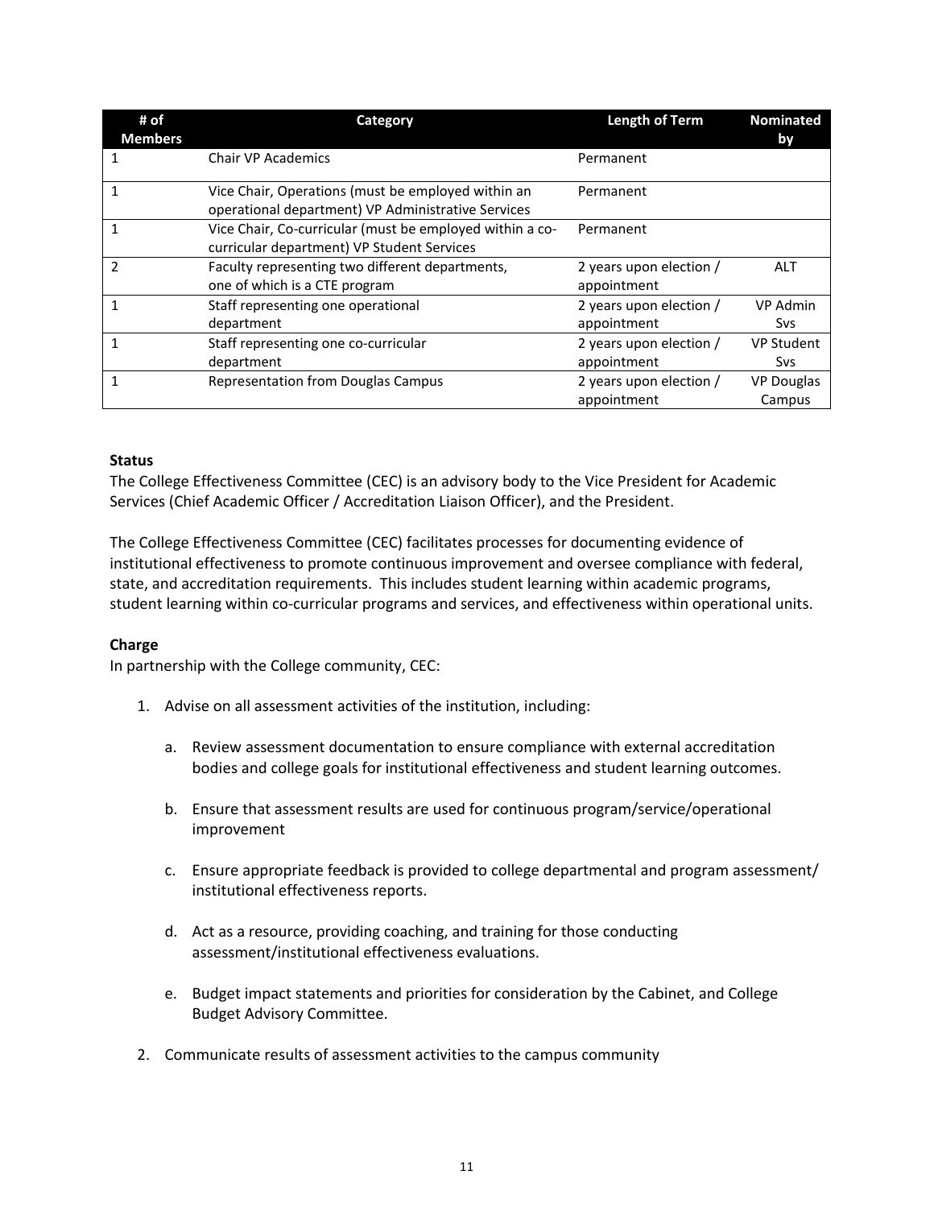| # of Members | Category | Length of Term | Nominated by |
|---|---|---|---|
| 1 | Chair VP Academics | Permanent | |
| 1 | Vice Chair, Operations (must be employed within an operational department) VP Administrative Services | Permanent | |
| 1 | Vice Chair, Co-curricular (must be employed within a co-curricular department) VP Student Services | Permanent | |
| 2 | Faculty representing two different departments, one of which is a CTE program | 2 years upon election / appointment | ALT |
| 1 | Staff representing one operational department | 2 years upon election / appointment | VP Admin Svs |
| 1 | Staff representing one co-curricular department | 2 years upon election / appointment | VP Student Svs |
| 1 | Representation from Douglas Campus | 2 years upon election / appointment | VP Douglas Campus |

**Status**

The College Effectiveness Committee (CEC) is an advisory body to the Vice President for Academic Services (Chief Academic Officer / Accreditation Liaison Officer), and the President.

The College Effectiveness Committee (CEC) facilitates processes for documenting evidence of institutional effectiveness to promote continuous improvement and oversee compliance with federal, state, and accreditation requirements. This includes student learning within academic programs, student learning within co-curricular programs and services, and effectiveness within operational units.

**Charge**

In partnership with the College community, CEC:

1. Advise on all assessment activities of the institution, including:

   a. Review assessment documentation to ensure compliance with external accreditation bodies and college goals for institutional effectiveness and student learning outcomes.

   b. Ensure that assessment results are used for continuous program/service/operational improvement

   c. Ensure appropriate feedback is provided to college departmental and program assessment/ institutional effectiveness reports.

   d. Act as a resource, providing coaching, and training for those conducting assessment/institutional effectiveness evaluations.

   e. Budget impact statements and priorities for consideration by the Cabinet, and College Budget Advisory Committee.

2. Communicate results of assessment activities to the campus community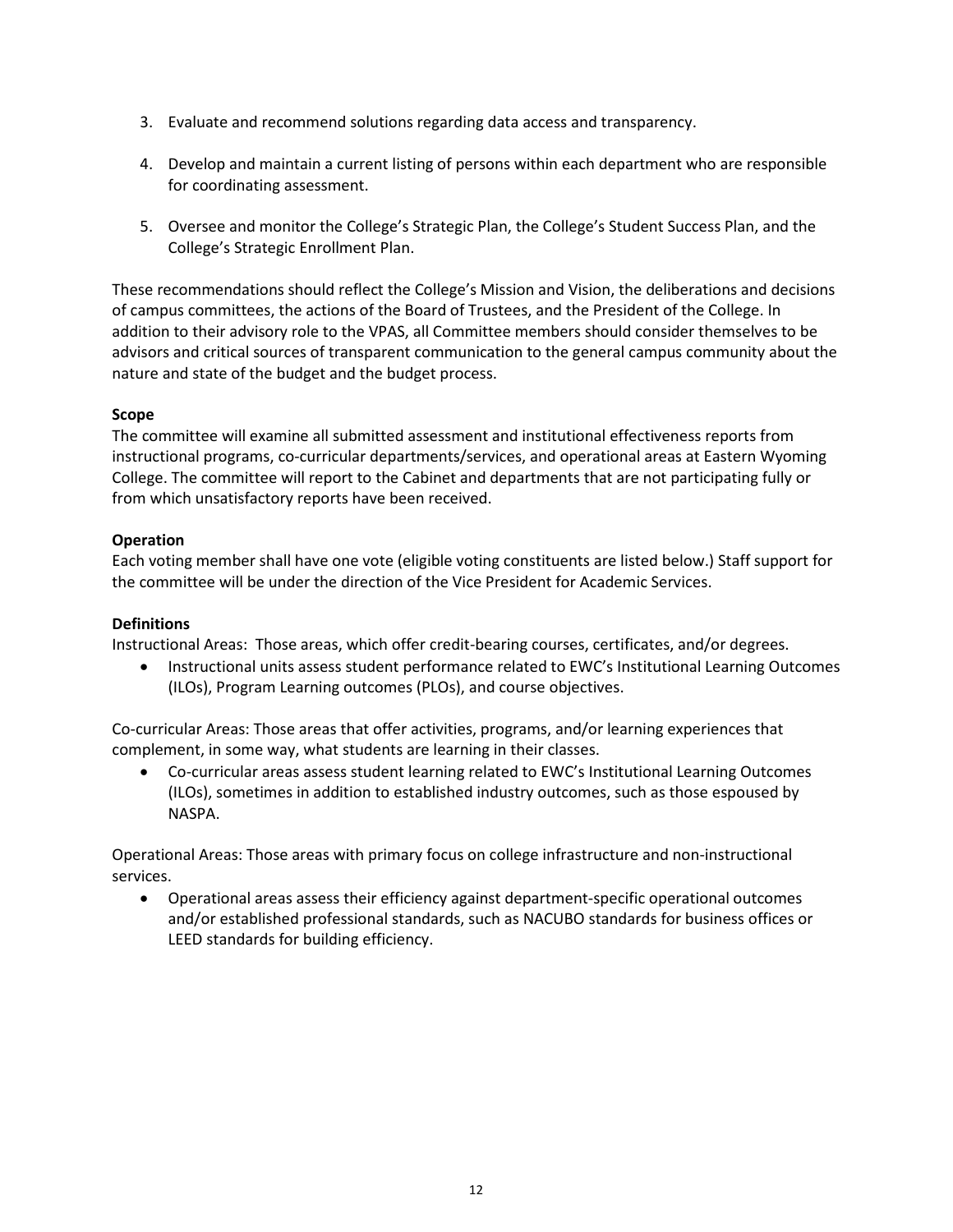3. Evaluate and recommend solutions regarding data access and transparency.

4. Develop and maintain a current listing of persons within each department who are responsible for coordinating assessment.

5. Oversee and monitor the College's Strategic Plan, the College's Student Success Plan, and the College's Strategic Enrollment Plan.

These recommendations should reflect the College's Mission and Vision, the deliberations and decisions of campus committees, the actions of the Board of Trustees, and the President of the College. In addition to their advisory role to the VPAS, all Committee members should consider themselves to be advisors and critical sources of transparent communication to the general campus community about the nature and state of the budget and the budget process.

**Scope**

The committee will examine all submitted assessment and institutional effectiveness reports from instructional programs, co-curricular departments/services, and operational areas at Eastern Wyoming College. The committee will report to the Cabinet and departments that are not participating fully or from which unsatisfactory reports have been received.

**Operation**

Each voting member shall have one vote (eligible voting constituents are listed below.) Staff support for the committee will be under the direction of the Vice President for Academic Services.

**Definitions**

Instructional Areas: Those areas, which offer credit-bearing courses, certificates, and/or degrees.

- Instructional units assess student performance related to EWC's Institutional Learning Outcomes (ILOs), Program Learning outcomes (PLOs), and course objectives.

Co-curricular Areas: Those areas that offer activities, programs, and/or learning experiences that complement, in some way, what students are learning in their classes.

- Co-curricular areas assess student learning related to EWC's Institutional Learning Outcomes (ILOs), sometimes in addition to established industry outcomes, such as those espoused by NASPA.

Operational Areas: Those areas with primary focus on college infrastructure and non-instructional services.

- Operational areas assess their efficiency against department-specific operational outcomes and/or established professional standards, such as NACUBO standards for business offices or LEED standards for building efficiency.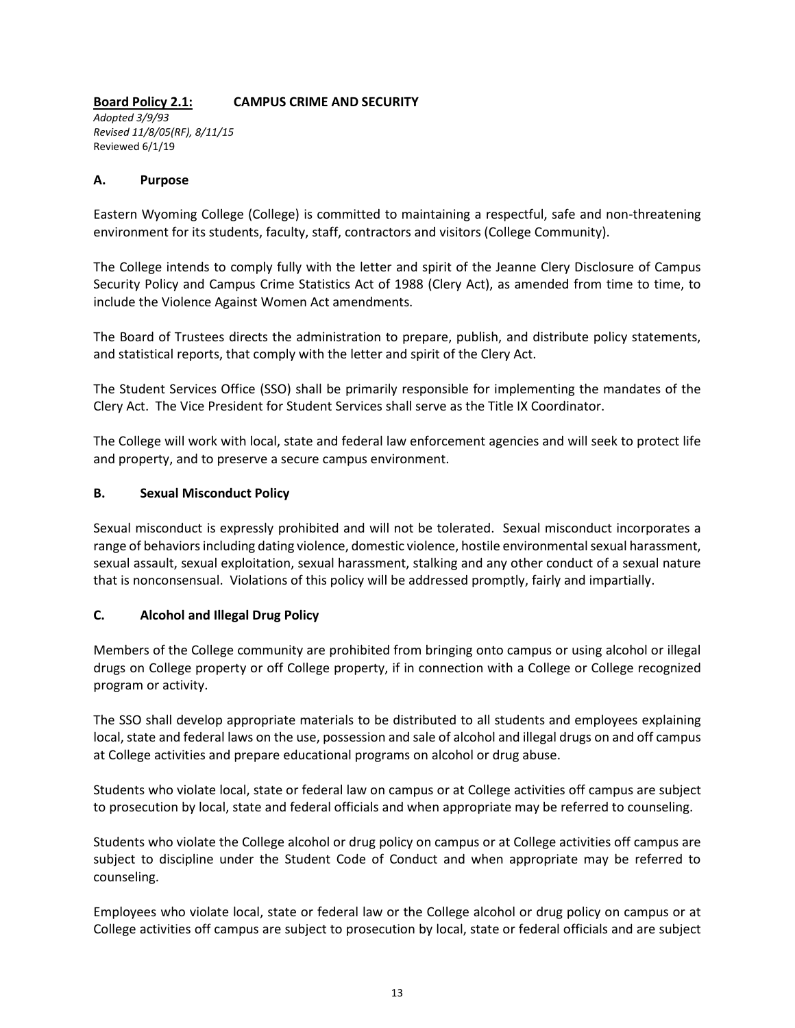**Board Policy 2.1: CAMPUS CRIME AND SECURITY**

*Adopted 3/9/93*
*Revised 11/8/05(RF), 8/11/15*
Reviewed 6/1/19

**A. Purpose**

Eastern Wyoming College (College) is committed to maintaining a respectful, safe and non-threatening environment for its students, faculty, staff, contractors and visitors (College Community).

The College intends to comply fully with the letter and spirit of the Jeanne Clery Disclosure of Campus Security Policy and Campus Crime Statistics Act of 1988 (Clery Act), as amended from time to time, to include the Violence Against Women Act amendments.

The Board of Trustees directs the administration to prepare, publish, and distribute policy statements, and statistical reports, that comply with the letter and spirit of the Clery Act.

The Student Services Office (SSO) shall be primarily responsible for implementing the mandates of the Clery Act. The Vice President for Student Services shall serve as the Title IX Coordinator.

The College will work with local, state and federal law enforcement agencies and will seek to protect life and property, and to preserve a secure campus environment.

**B. Sexual Misconduct Policy**

Sexual misconduct is expressly prohibited and will not be tolerated. Sexual misconduct incorporates a range of behaviors including dating violence, domestic violence, hostile environmental sexual harassment, sexual assault, sexual exploitation, sexual harassment, stalking and any other conduct of a sexual nature that is nonconsensual. Violations of this policy will be addressed promptly, fairly and impartially.

**C. Alcohol and Illegal Drug Policy**

Members of the College community are prohibited from bringing onto campus or using alcohol or illegal drugs on College property or off College property, if in connection with a College or College recognized program or activity.

The SSO shall develop appropriate materials to be distributed to all students and employees explaining local, state and federal laws on the use, possession and sale of alcohol and illegal drugs on and off campus at College activities and prepare educational programs on alcohol or drug abuse.

Students who violate local, state or federal law on campus or at College activities off campus are subject to prosecution by local, state and federal officials and when appropriate may be referred to counseling.

Students who violate the College alcohol or drug policy on campus or at College activities off campus are subject to discipline under the Student Code of Conduct and when appropriate may be referred to counseling.

Employees who violate local, state or federal law or the College alcohol or drug policy on campus or at College activities off campus are subject to prosecution by local, state or federal officials and are subject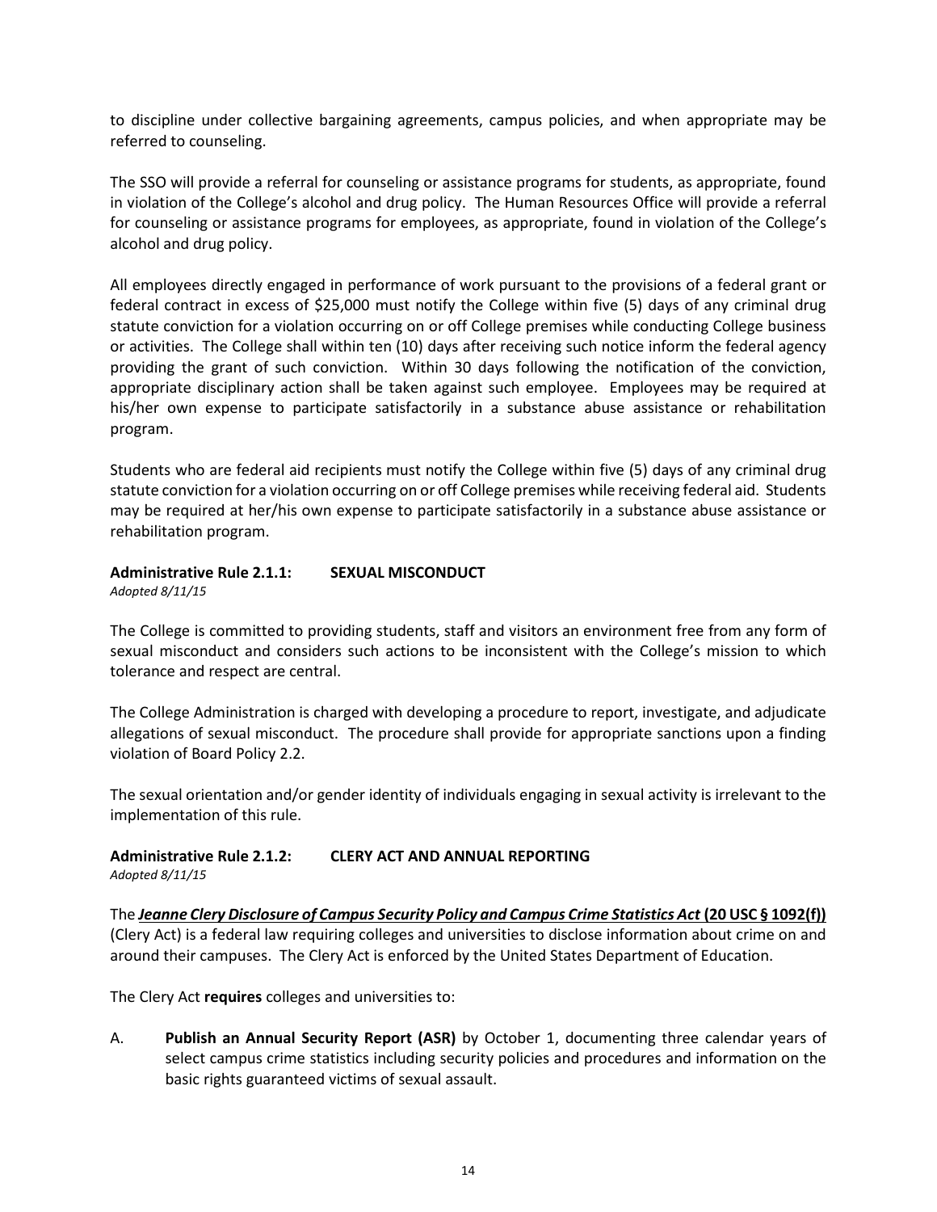to discipline under collective bargaining agreements, campus policies, and when appropriate may be referred to counseling.

The SSO will provide a referral for counseling or assistance programs for students, as appropriate, found in violation of the College's alcohol and drug policy. The Human Resources Office will provide a referral for counseling or assistance programs for employees, as appropriate, found in violation of the College's alcohol and drug policy.

All employees directly engaged in performance of work pursuant to the provisions of a federal grant or federal contract in excess of $25,000 must notify the College within five (5) days of any criminal drug statute conviction for a violation occurring on or off College premises while conducting College business or activities. The College shall within ten (10) days after receiving such notice inform the federal agency providing the grant of such conviction. Within 30 days following the notification of the conviction, appropriate disciplinary action shall be taken against such employee. Employees may be required at his/her own expense to participate satisfactorily in a substance abuse assistance or rehabilitation program.

Students who are federal aid recipients must notify the College within five (5) days of any criminal drug statute conviction for a violation occurring on or off College premises while receiving federal aid. Students may be required at her/his own expense to participate satisfactorily in a substance abuse assistance or rehabilitation program.

### Administrative Rule 2.1.1: SEXUAL MISCONDUCT

*Adopted 8/11/15*

The College is committed to providing students, staff and visitors an environment free from any form of sexual misconduct and considers such actions to be inconsistent with the College's mission to which tolerance and respect are central.

The College Administration is charged with developing a procedure to report, investigate, and adjudicate allegations of sexual misconduct. The procedure shall provide for appropriate sanctions upon a finding violation of Board Policy 2.2.

The sexual orientation and/or gender identity of individuals engaging in sexual activity is irrelevant to the implementation of this rule.

### Administrative Rule 2.1.2: CLERY ACT AND ANNUAL REPORTING

*Adopted 8/11/15*

The ***Jeanne Clery Disclosure of Campus Security Policy and Campus Crime Statistics Act*** **(20 USC § 1092(f))** (Clery Act) is a federal law requiring colleges and universities to disclose information about crime on and around their campuses. The Clery Act is enforced by the United States Department of Education.

The Clery Act **requires** colleges and universities to:

A. **Publish an Annual Security Report (ASR)** by October 1, documenting three calendar years of select campus crime statistics including security policies and procedures and information on the basic rights guaranteed victims of sexual assault.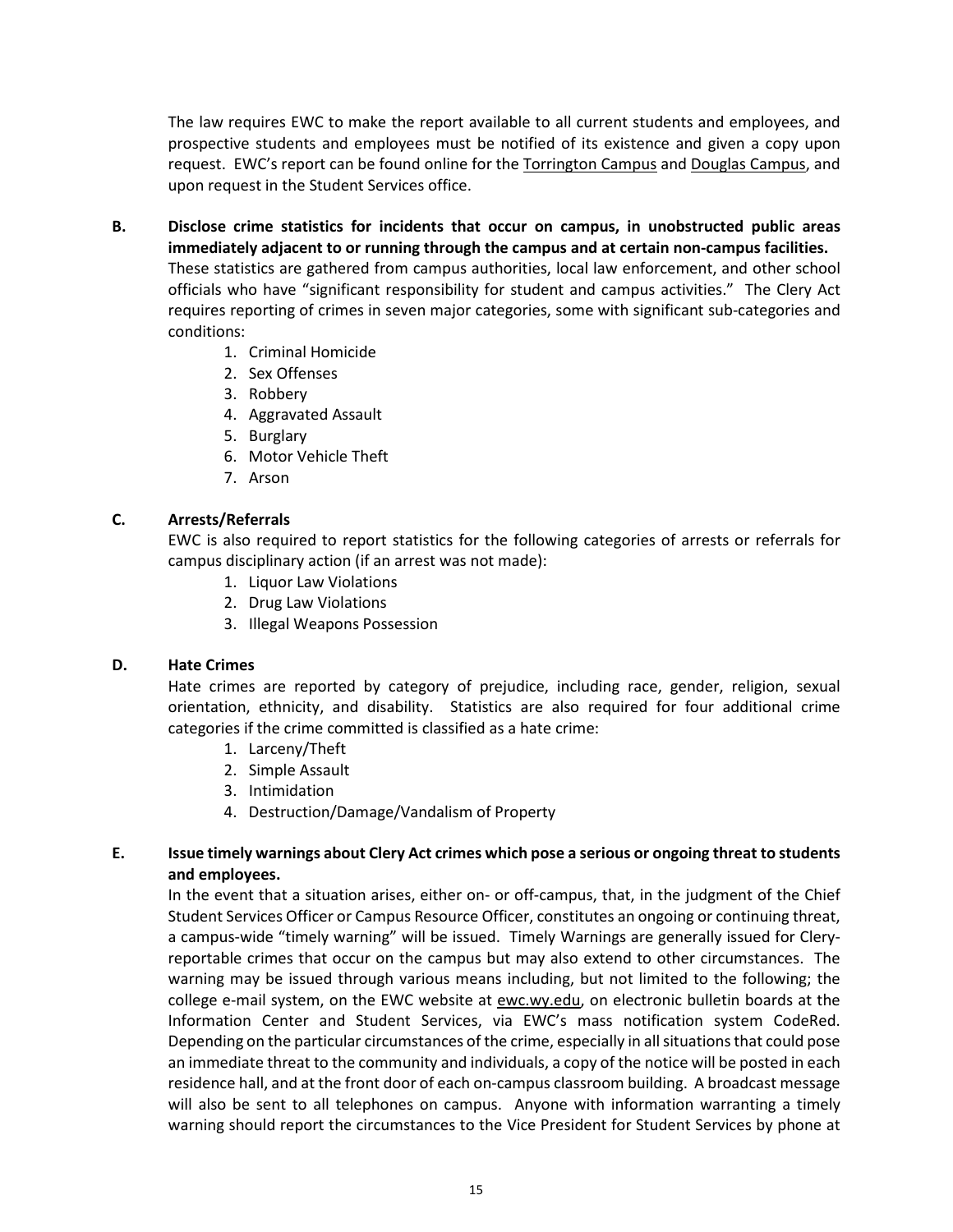The law requires EWC to make the report available to all current students and employees, and prospective students and employees must be notified of its existence and given a copy upon request. EWC's report can be found online for the Torrington Campus and Douglas Campus, and upon request in the Student Services office.

**B. Disclose crime statistics for incidents that occur on campus, in unobstructed public areas immediately adjacent to or running through the campus and at certain non-campus facilities.**

These statistics are gathered from campus authorities, local law enforcement, and other school officials who have "significant responsibility for student and campus activities." The Clery Act requires reporting of crimes in seven major categories, some with significant sub-categories and conditions:

1. Criminal Homicide
2. Sex Offenses
3. Robbery
4. Aggravated Assault
5. Burglary
6. Motor Vehicle Theft
7. Arson

**C. Arrests/Referrals**

EWC is also required to report statistics for the following categories of arrests or referrals for campus disciplinary action (if an arrest was not made):

1. Liquor Law Violations
2. Drug Law Violations
3. Illegal Weapons Possession

**D. Hate Crimes**

Hate crimes are reported by category of prejudice, including race, gender, religion, sexual orientation, ethnicity, and disability. Statistics are also required for four additional crime categories if the crime committed is classified as a hate crime:

1. Larceny/Theft
2. Simple Assault
3. Intimidation
4. Destruction/Damage/Vandalism of Property

**E. Issue timely warnings about Clery Act crimes which pose a serious or ongoing threat to students and employees.**

In the event that a situation arises, either on- or off-campus, that, in the judgment of the Chief Student Services Officer or Campus Resource Officer, constitutes an ongoing or continuing threat, a campus-wide "timely warning" will be issued. Timely Warnings are generally issued for Clery-reportable crimes that occur on the campus but may also extend to other circumstances. The warning may be issued through various means including, but not limited to the following; the college e-mail system, on the EWC website at ewc.wy.edu, on electronic bulletin boards at the Information Center and Student Services, via EWC's mass notification system CodeRed. Depending on the particular circumstances of the crime, especially in all situations that could pose an immediate threat to the community and individuals, a copy of the notice will be posted in each residence hall, and at the front door of each on-campus classroom building. A broadcast message will also be sent to all telephones on campus. Anyone with information warranting a timely warning should report the circumstances to the Vice President for Student Services by phone at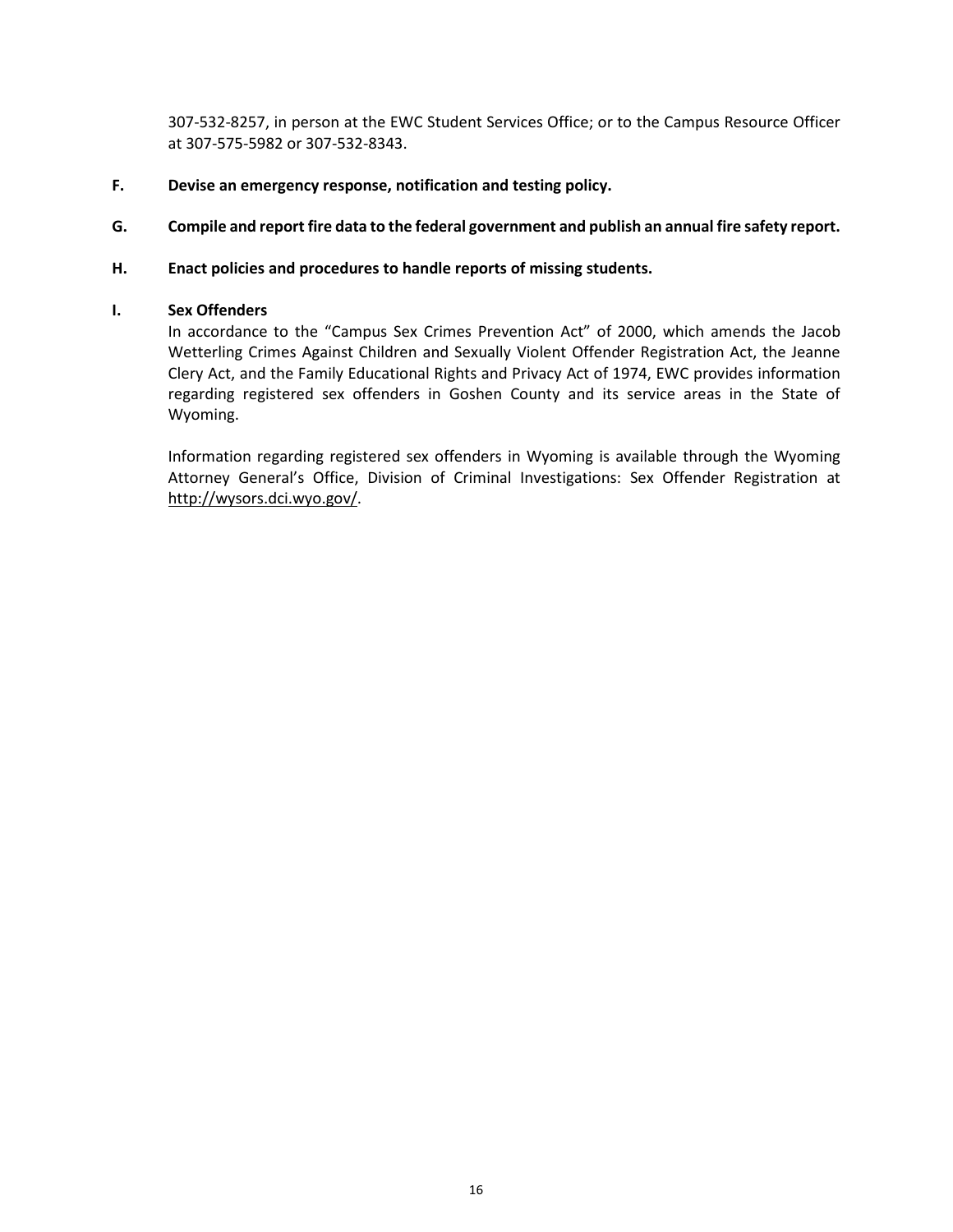307-532-8257, in person at the EWC Student Services Office; or to the Campus Resource Officer at 307-575-5982 or 307-532-8343.

**F. Devise an emergency response, notification and testing policy.**

**G. Compile and report fire data to the federal government and publish an annual fire safety report.**

**H. Enact policies and procedures to handle reports of missing students.**

**I. Sex Offenders**

In accordance to the "Campus Sex Crimes Prevention Act" of 2000, which amends the Jacob Wetterling Crimes Against Children and Sexually Violent Offender Registration Act, the Jeanne Clery Act, and the Family Educational Rights and Privacy Act of 1974, EWC provides information regarding registered sex offenders in Goshen County and its service areas in the State of Wyoming.

Information regarding registered sex offenders in Wyoming is available through the Wyoming Attorney General's Office, Division of Criminal Investigations: Sex Offender Registration at http://wysors.dci.wyo.gov/.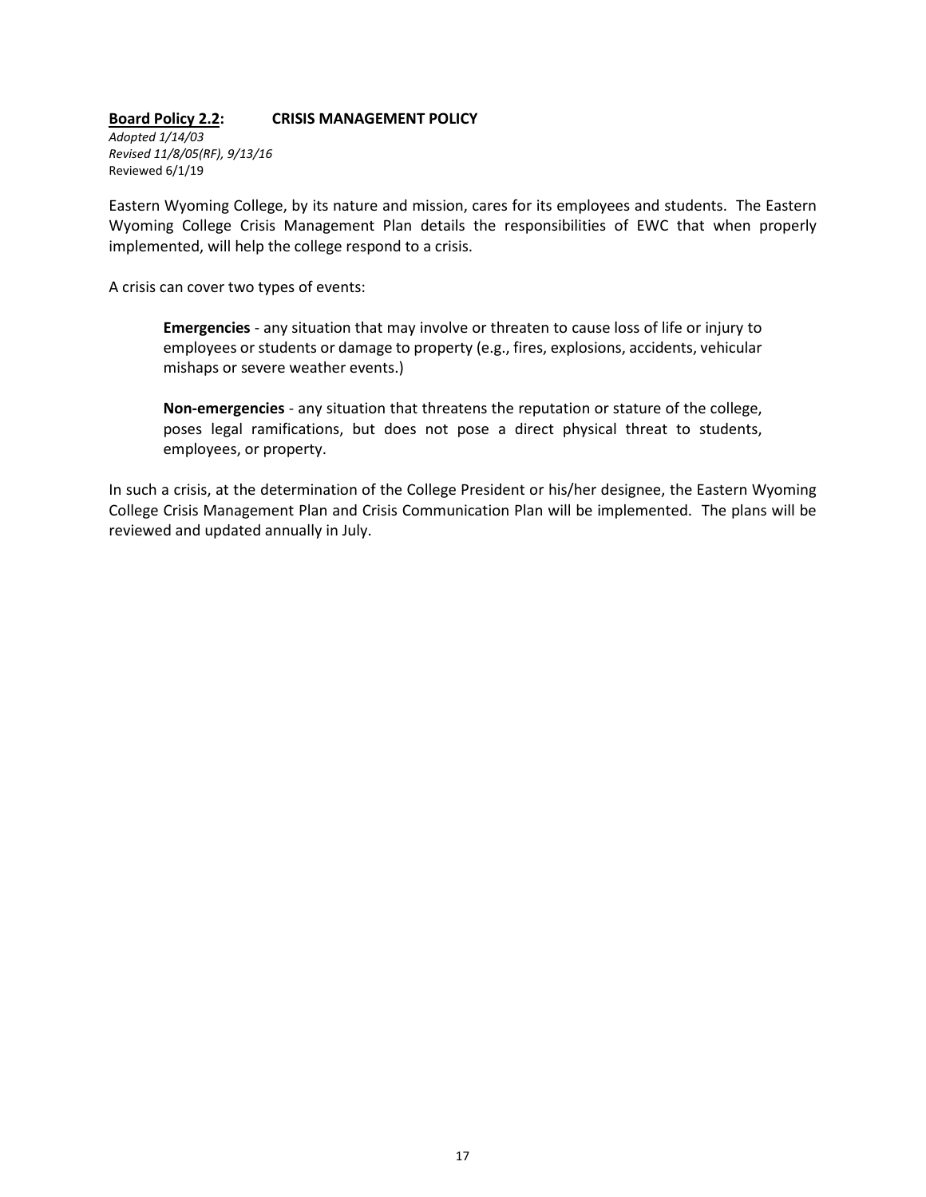**<u>Board Policy 2.2</u>: CRISIS MANAGEMENT POLICY**

*Adopted 1/14/03*
*Revised 11/8/05(RF), 9/13/16*
Reviewed 6/1/19

Eastern Wyoming College, by its nature and mission, cares for its employees and students. The Eastern Wyoming College Crisis Management Plan details the responsibilities of EWC that when properly implemented, will help the college respond to a crisis.

A crisis can cover two types of events:

> **Emergencies** - any situation that may involve or threaten to cause loss of life or injury to employees or students or damage to property (e.g., fires, explosions, accidents, vehicular mishaps or severe weather events.)
>
> **Non-emergencies** - any situation that threatens the reputation or stature of the college, poses legal ramifications, but does not pose a direct physical threat to students, employees, or property.

In such a crisis, at the determination of the College President or his/her designee, the Eastern Wyoming College Crisis Management Plan and Crisis Communication Plan will be implemented. The plans will be reviewed and updated annually in July.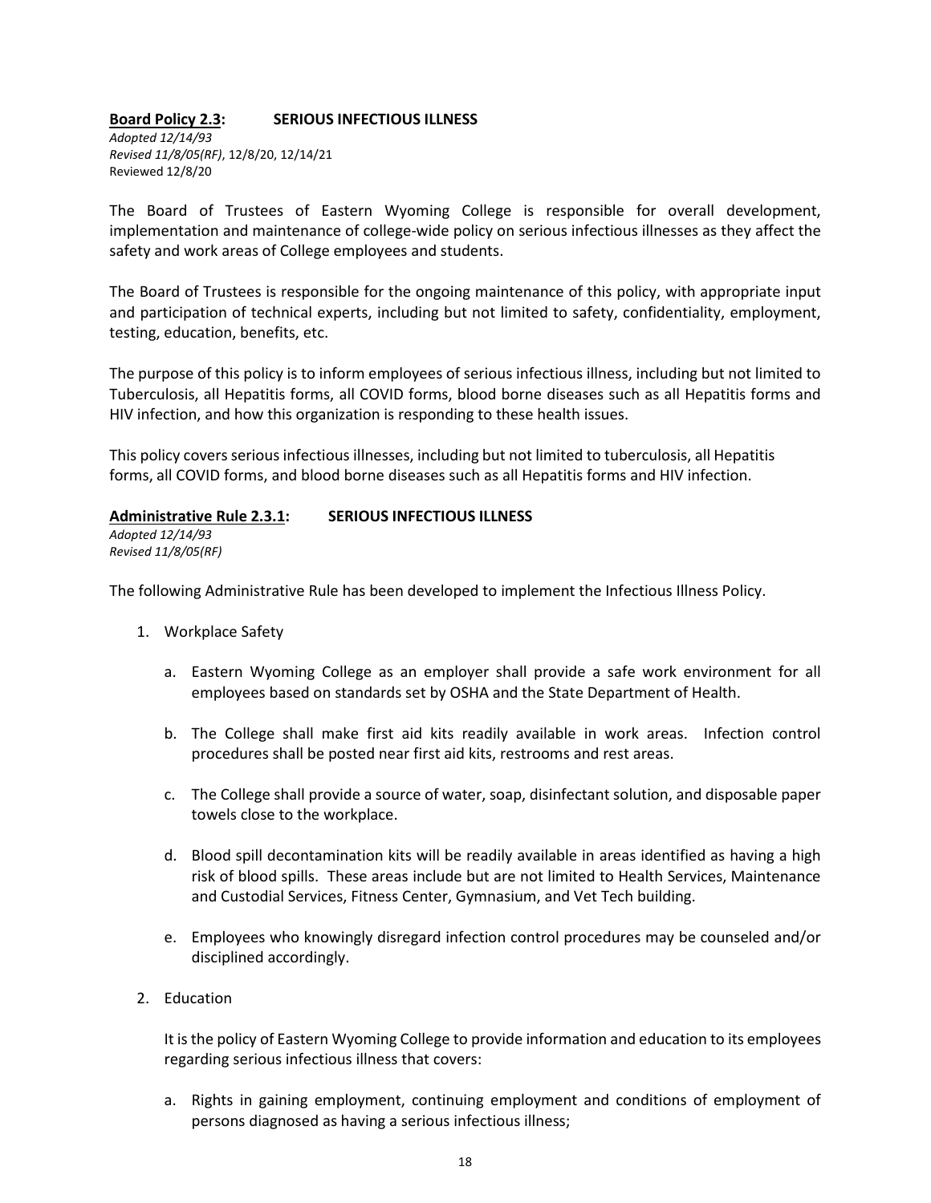**Board Policy 2.3: SERIOUS INFECTIOUS ILLNESS**

*Adopted 12/14/93*
*Revised 11/8/05(RF)*, 12/8/20, 12/14/21
Reviewed 12/8/20

The Board of Trustees of Eastern Wyoming College is responsible for overall development, implementation and maintenance of college-wide policy on serious infectious illnesses as they affect the safety and work areas of College employees and students.

The Board of Trustees is responsible for the ongoing maintenance of this policy, with appropriate input and participation of technical experts, including but not limited to safety, confidentiality, employment, testing, education, benefits, etc.

The purpose of this policy is to inform employees of serious infectious illness, including but not limited to Tuberculosis, all Hepatitis forms, all COVID forms, blood borne diseases such as all Hepatitis forms and HIV infection, and how this organization is responding to these health issues.

This policy covers serious infectious illnesses, including but not limited to tuberculosis, all Hepatitis forms, all COVID forms, and blood borne diseases such as all Hepatitis forms and HIV infection.

**Administrative Rule 2.3.1: SERIOUS INFECTIOUS ILLNESS**

*Adopted 12/14/93*
*Revised 11/8/05(RF)*

The following Administrative Rule has been developed to implement the Infectious Illness Policy.

1. Workplace Safety

   a. Eastern Wyoming College as an employer shall provide a safe work environment for all employees based on standards set by OSHA and the State Department of Health.

   b. The College shall make first aid kits readily available in work areas. Infection control procedures shall be posted near first aid kits, restrooms and rest areas.

   c. The College shall provide a source of water, soap, disinfectant solution, and disposable paper towels close to the workplace.

   d. Blood spill decontamination kits will be readily available in areas identified as having a high risk of blood spills. These areas include but are not limited to Health Services, Maintenance and Custodial Services, Fitness Center, Gymnasium, and Vet Tech building.

   e. Employees who knowingly disregard infection control procedures may be counseled and/or disciplined accordingly.

2. Education

   It is the policy of Eastern Wyoming College to provide information and education to its employees regarding serious infectious illness that covers:

   a. Rights in gaining employment, continuing employment and conditions of employment of persons diagnosed as having a serious infectious illness;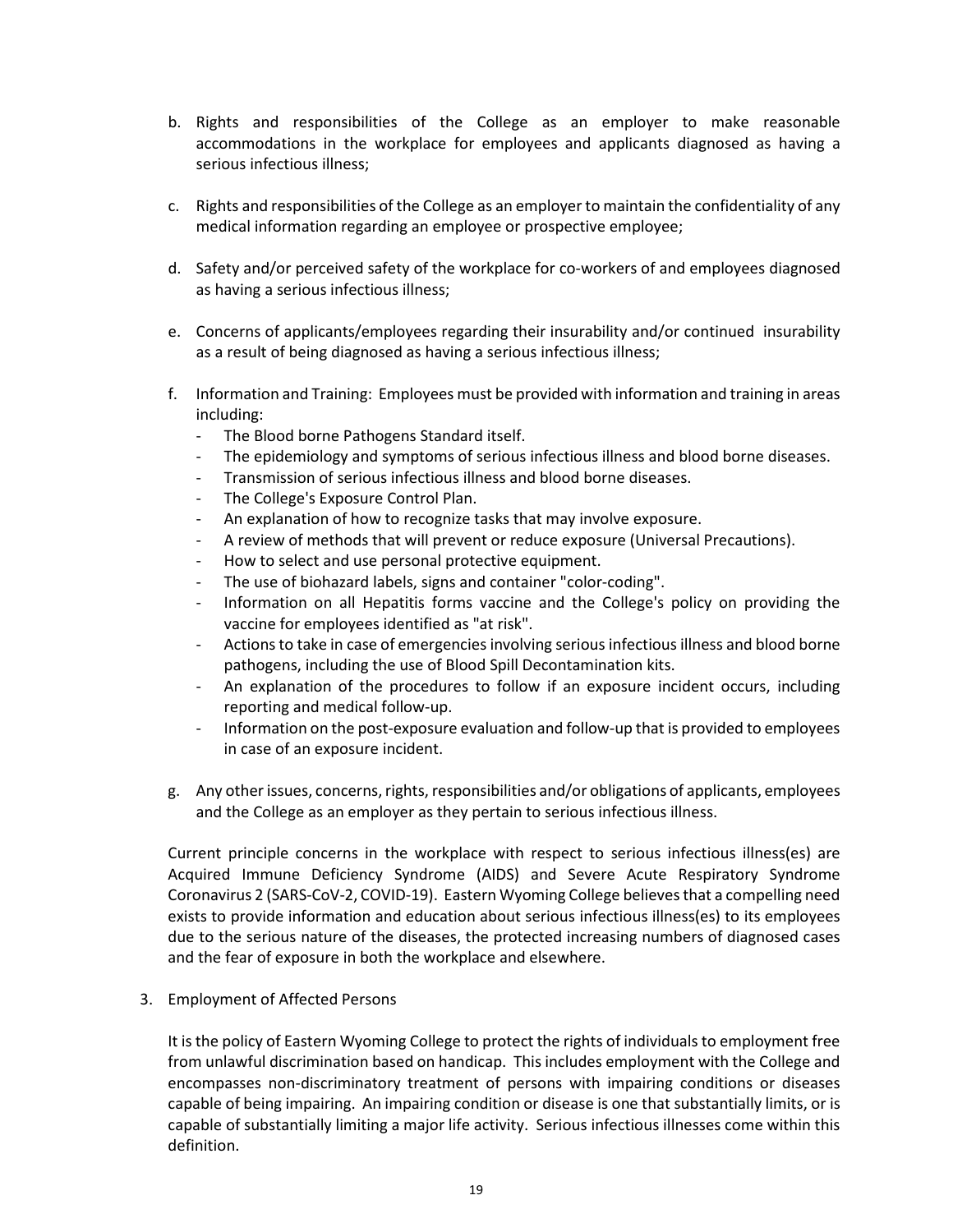b. Rights and responsibilities of the College as an employer to make reasonable accommodations in the workplace for employees and applicants diagnosed as having a serious infectious illness;

c. Rights and responsibilities of the College as an employer to maintain the confidentiality of any medical information regarding an employee or prospective employee;

d. Safety and/or perceived safety of the workplace for co-workers of and employees diagnosed as having a serious infectious illness;

e. Concerns of applicants/employees regarding their insurability and/or continued insurability as a result of being diagnosed as having a serious infectious illness;

f. Information and Training: Employees must be provided with information and training in areas including:
   - The Blood borne Pathogens Standard itself.
   - The epidemiology and symptoms of serious infectious illness and blood borne diseases.
   - Transmission of serious infectious illness and blood borne diseases.
   - The College's Exposure Control Plan.
   - An explanation of how to recognize tasks that may involve exposure.
   - A review of methods that will prevent or reduce exposure (Universal Precautions).
   - How to select and use personal protective equipment.
   - The use of biohazard labels, signs and container "color-coding".
   - Information on all Hepatitis forms vaccine and the College's policy on providing the vaccine for employees identified as "at risk".
   - Actions to take in case of emergencies involving serious infectious illness and blood borne pathogens, including the use of Blood Spill Decontamination kits.
   - An explanation of the procedures to follow if an exposure incident occurs, including reporting and medical follow-up.
   - Information on the post-exposure evaluation and follow-up that is provided to employees in case of an exposure incident.

g. Any other issues, concerns, rights, responsibilities and/or obligations of applicants, employees and the College as an employer as they pertain to serious infectious illness.

Current principle concerns in the workplace with respect to serious infectious illness(es) are Acquired Immune Deficiency Syndrome (AIDS) and Severe Acute Respiratory Syndrome Coronavirus 2 (SARS-CoV-2, COVID-19). Eastern Wyoming College believes that a compelling need exists to provide information and education about serious infectious illness(es) to its employees due to the serious nature of the diseases, the protected increasing numbers of diagnosed cases and the fear of exposure in both the workplace and elsewhere.

3. Employment of Affected Persons

It is the policy of Eastern Wyoming College to protect the rights of individuals to employment free from unlawful discrimination based on handicap. This includes employment with the College and encompasses non-discriminatory treatment of persons with impairing conditions or diseases capable of being impairing. An impairing condition or disease is one that substantially limits, or is capable of substantially limiting a major life activity. Serious infectious illnesses come within this definition.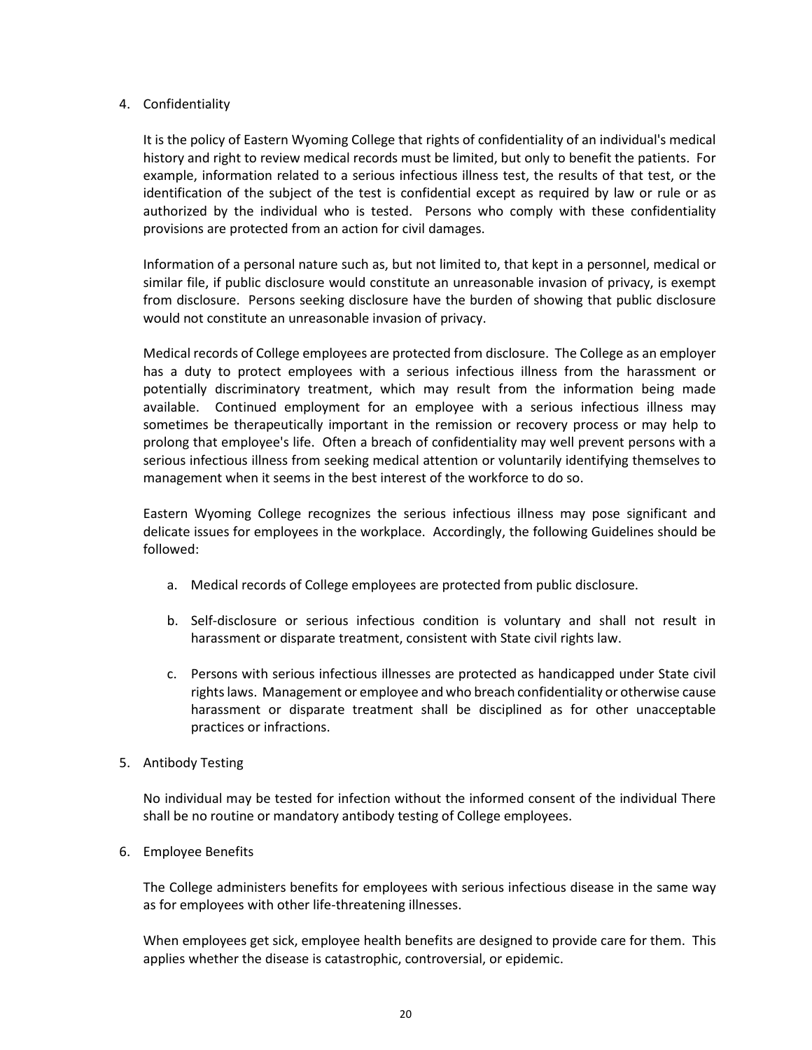4. Confidentiality

   It is the policy of Eastern Wyoming College that rights of confidentiality of an individual's medical history and right to review medical records must be limited, but only to benefit the patients. For example, information related to a serious infectious illness test, the results of that test, or the identification of the subject of the test is confidential except as required by law or rule or as authorized by the individual who is tested. Persons who comply with these confidentiality provisions are protected from an action for civil damages.

   Information of a personal nature such as, but not limited to, that kept in a personnel, medical or similar file, if public disclosure would constitute an unreasonable invasion of privacy, is exempt from disclosure. Persons seeking disclosure have the burden of showing that public disclosure would not constitute an unreasonable invasion of privacy.

   Medical records of College employees are protected from disclosure. The College as an employer has a duty to protect employees with a serious infectious illness from the harassment or potentially discriminatory treatment, which may result from the information being made available. Continued employment for an employee with a serious infectious illness may sometimes be therapeutically important in the remission or recovery process or may help to prolong that employee's life. Often a breach of confidentiality may well prevent persons with a serious infectious illness from seeking medical attention or voluntarily identifying themselves to management when it seems in the best interest of the workforce to do so.

   Eastern Wyoming College recognizes the serious infectious illness may pose significant and delicate issues for employees in the workplace. Accordingly, the following Guidelines should be followed:

   a. Medical records of College employees are protected from public disclosure.

   b. Self-disclosure or serious infectious condition is voluntary and shall not result in harassment or disparate treatment, consistent with State civil rights law.

   c. Persons with serious infectious illnesses are protected as handicapped under State civil rights laws. Management or employee and who breach confidentiality or otherwise cause harassment or disparate treatment shall be disciplined as for other unacceptable practices or infractions.

5. Antibody Testing

   No individual may be tested for infection without the informed consent of the individual There shall be no routine or mandatory antibody testing of College employees.

6. Employee Benefits

   The College administers benefits for employees with serious infectious disease in the same way as for employees with other life-threatening illnesses.

   When employees get sick, employee health benefits are designed to provide care for them. This applies whether the disease is catastrophic, controversial, or epidemic.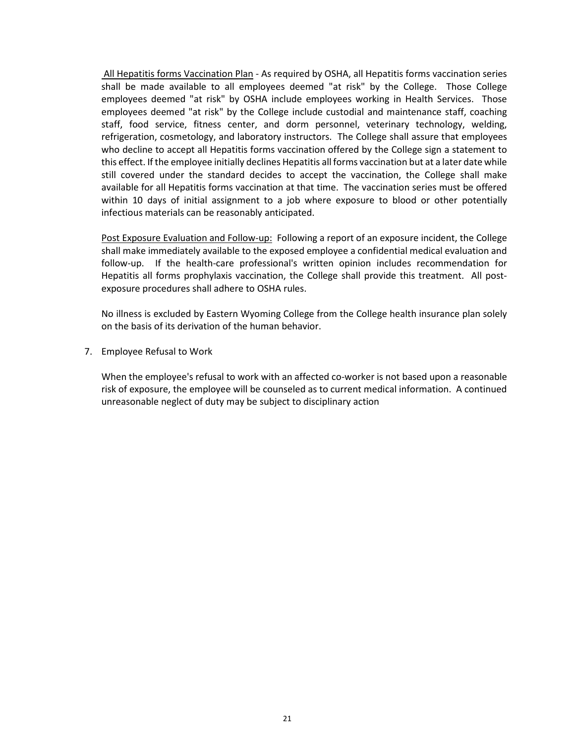<u>All Hepatitis forms Vaccination Plan</u> - As required by OSHA, all Hepatitis forms vaccination series shall be made available to all employees deemed "at risk" by the College. Those College employees deemed "at risk" by OSHA include employees working in Health Services. Those employees deemed "at risk" by the College include custodial and maintenance staff, coaching staff, food service, fitness center, and dorm personnel, veterinary technology, welding, refrigeration, cosmetology, and laboratory instructors. The College shall assure that employees who decline to accept all Hepatitis forms vaccination offered by the College sign a statement to this effect. If the employee initially declines Hepatitis all forms vaccination but at a later date while still covered under the standard decides to accept the vaccination, the College shall make available for all Hepatitis forms vaccination at that time. The vaccination series must be offered within 10 days of initial assignment to a job where exposure to blood or other potentially infectious materials can be reasonably anticipated.

<u>Post Exposure Evaluation and Follow-up:</u> Following a report of an exposure incident, the College shall make immediately available to the exposed employee a confidential medical evaluation and follow-up. If the health-care professional's written opinion includes recommendation for Hepatitis all forms prophylaxis vaccination, the College shall provide this treatment. All post-exposure procedures shall adhere to OSHA rules.

No illness is excluded by Eastern Wyoming College from the College health insurance plan solely on the basis of its derivation of the human behavior.

7. Employee Refusal to Work

   When the employee's refusal to work with an affected co-worker is not based upon a reasonable risk of exposure, the employee will be counseled as to current medical information. A continued unreasonable neglect of duty may be subject to disciplinary action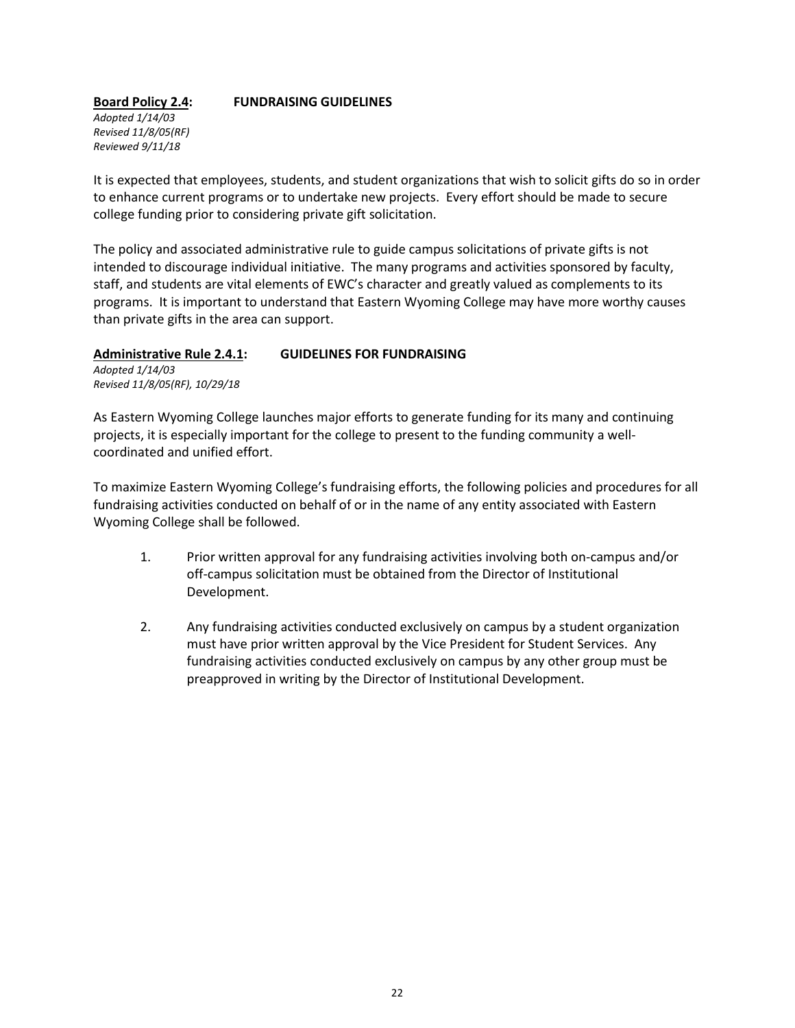**Board Policy 2.4: FUNDRAISING GUIDELINES**

*Adopted 1/14/03*
*Revised 11/8/05(RF)*
*Reviewed 9/11/18*

It is expected that employees, students, and student organizations that wish to solicit gifts do so in order to enhance current programs or to undertake new projects. Every effort should be made to secure college funding prior to considering private gift solicitation.

The policy and associated administrative rule to guide campus solicitations of private gifts is not intended to discourage individual initiative. The many programs and activities sponsored by faculty, staff, and students are vital elements of EWC's character and greatly valued as complements to its programs. It is important to understand that Eastern Wyoming College may have more worthy causes than private gifts in the area can support.

**Administrative Rule 2.4.1: GUIDELINES FOR FUNDRAISING**

*Adopted 1/14/03*
*Revised 11/8/05(RF), 10/29/18*

As Eastern Wyoming College launches major efforts to generate funding for its many and continuing projects, it is especially important for the college to present to the funding community a well-coordinated and unified effort.

To maximize Eastern Wyoming College's fundraising efforts, the following policies and procedures for all fundraising activities conducted on behalf of or in the name of any entity associated with Eastern Wyoming College shall be followed.

1. Prior written approval for any fundraising activities involving both on-campus and/or off-campus solicitation must be obtained from the Director of Institutional Development.

2. Any fundraising activities conducted exclusively on campus by a student organization must have prior written approval by the Vice President for Student Services. Any fundraising activities conducted exclusively on campus by any other group must be preapproved in writing by the Director of Institutional Development.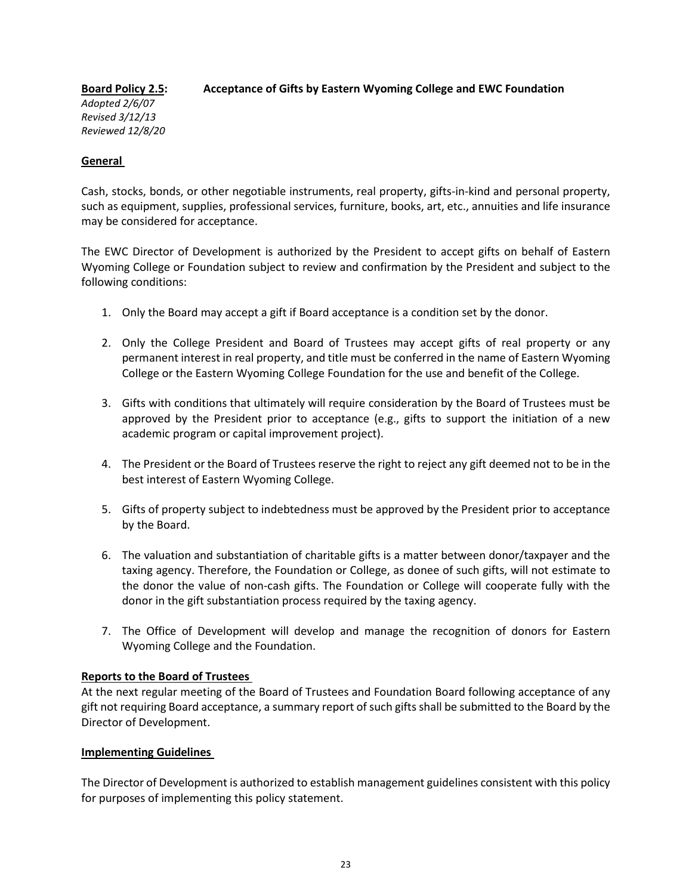**Board Policy 2.5:** **Acceptance of Gifts by Eastern Wyoming College and EWC Foundation**

*Adopted 2/6/07*
*Revised 3/12/13*
*Reviewed 12/8/20*

**General**

Cash, stocks, bonds, or other negotiable instruments, real property, gifts-in-kind and personal property, such as equipment, supplies, professional services, furniture, books, art, etc., annuities and life insurance may be considered for acceptance.

The EWC Director of Development is authorized by the President to accept gifts on behalf of Eastern Wyoming College or Foundation subject to review and confirmation by the President and subject to the following conditions:

1. Only the Board may accept a gift if Board acceptance is a condition set by the donor.

2. Only the College President and Board of Trustees may accept gifts of real property or any permanent interest in real property, and title must be conferred in the name of Eastern Wyoming College or the Eastern Wyoming College Foundation for the use and benefit of the College.

3. Gifts with conditions that ultimately will require consideration by the Board of Trustees must be approved by the President prior to acceptance (e.g., gifts to support the initiation of a new academic program or capital improvement project).

4. The President or the Board of Trustees reserve the right to reject any gift deemed not to be in the best interest of Eastern Wyoming College.

5. Gifts of property subject to indebtedness must be approved by the President prior to acceptance by the Board.

6. The valuation and substantiation of charitable gifts is a matter between donor/taxpayer and the taxing agency. Therefore, the Foundation or College, as donee of such gifts, will not estimate to the donor the value of non-cash gifts. The Foundation or College will cooperate fully with the donor in the gift substantiation process required by the taxing agency.

7. The Office of Development will develop and manage the recognition of donors for Eastern Wyoming College and the Foundation.

**Reports to the Board of Trustees**

At the next regular meeting of the Board of Trustees and Foundation Board following acceptance of any gift not requiring Board acceptance, a summary report of such gifts shall be submitted to the Board by the Director of Development.

**Implementing Guidelines**

The Director of Development is authorized to establish management guidelines consistent with this policy for purposes of implementing this policy statement.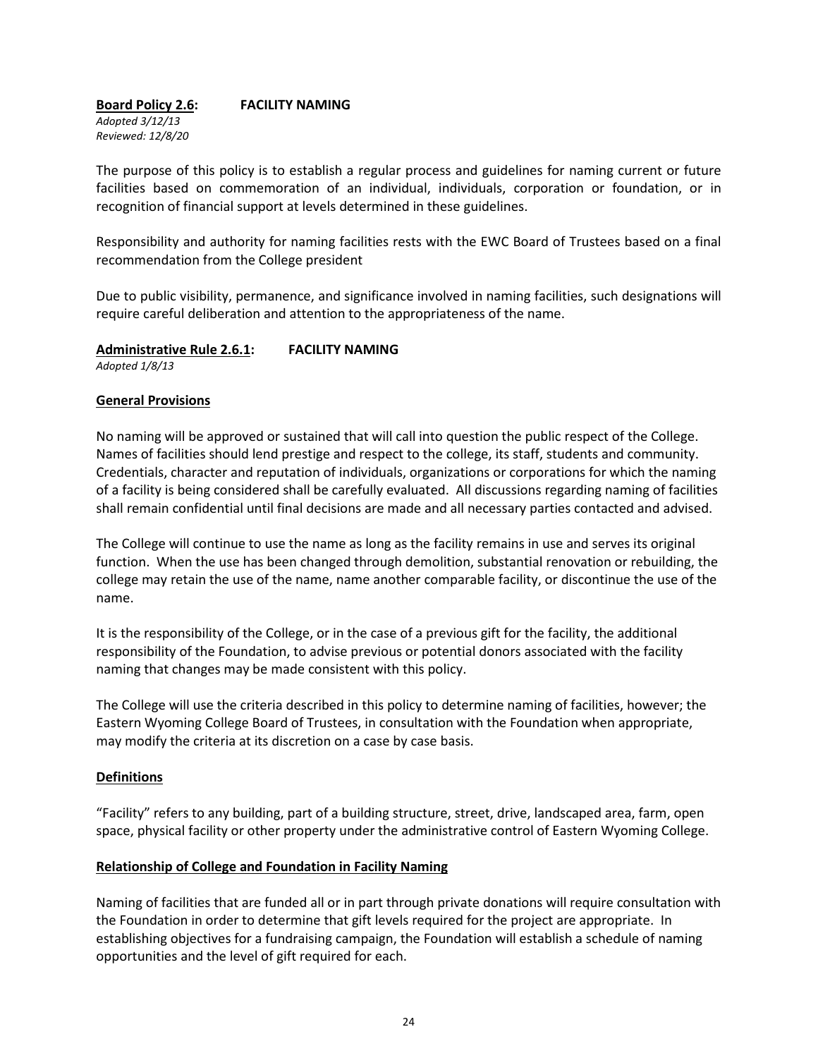**<u>Board Policy 2.6</u>: FACILITY NAMING**

*Adopted 3/12/13*
*Reviewed: 12/8/20*

The purpose of this policy is to establish a regular process and guidelines for naming current or future facilities based on commemoration of an individual, individuals, corporation or foundation, or in recognition of financial support at levels determined in these guidelines.

Responsibility and authority for naming facilities rests with the EWC Board of Trustees based on a final recommendation from the College president

Due to public visibility, permanence, and significance involved in naming facilities, such designations will require careful deliberation and attention to the appropriateness of the name.

**<u>Administrative Rule 2.6.1</u>: FACILITY NAMING**

*Adopted 1/8/13*

**<u>General Provisions</u>**

No naming will be approved or sustained that will call into question the public respect of the College. Names of facilities should lend prestige and respect to the college, its staff, students and community. Credentials, character and reputation of individuals, organizations or corporations for which the naming of a facility is being considered shall be carefully evaluated. All discussions regarding naming of facilities shall remain confidential until final decisions are made and all necessary parties contacted and advised.

The College will continue to use the name as long as the facility remains in use and serves its original function. When the use has been changed through demolition, substantial renovation or rebuilding, the college may retain the use of the name, name another comparable facility, or discontinue the use of the name.

It is the responsibility of the College, or in the case of a previous gift for the facility, the additional responsibility of the Foundation, to advise previous or potential donors associated with the facility naming that changes may be made consistent with this policy.

The College will use the criteria described in this policy to determine naming of facilities, however; the Eastern Wyoming College Board of Trustees, in consultation with the Foundation when appropriate, may modify the criteria at its discretion on a case by case basis.

**<u>Definitions</u>**

"Facility" refers to any building, part of a building structure, street, drive, landscaped area, farm, open space, physical facility or other property under the administrative control of Eastern Wyoming College.

**<u>Relationship of College and Foundation in Facility Naming</u>**

Naming of facilities that are funded all or in part through private donations will require consultation with the Foundation in order to determine that gift levels required for the project are appropriate. In establishing objectives for a fundraising campaign, the Foundation will establish a schedule of naming opportunities and the level of gift required for each.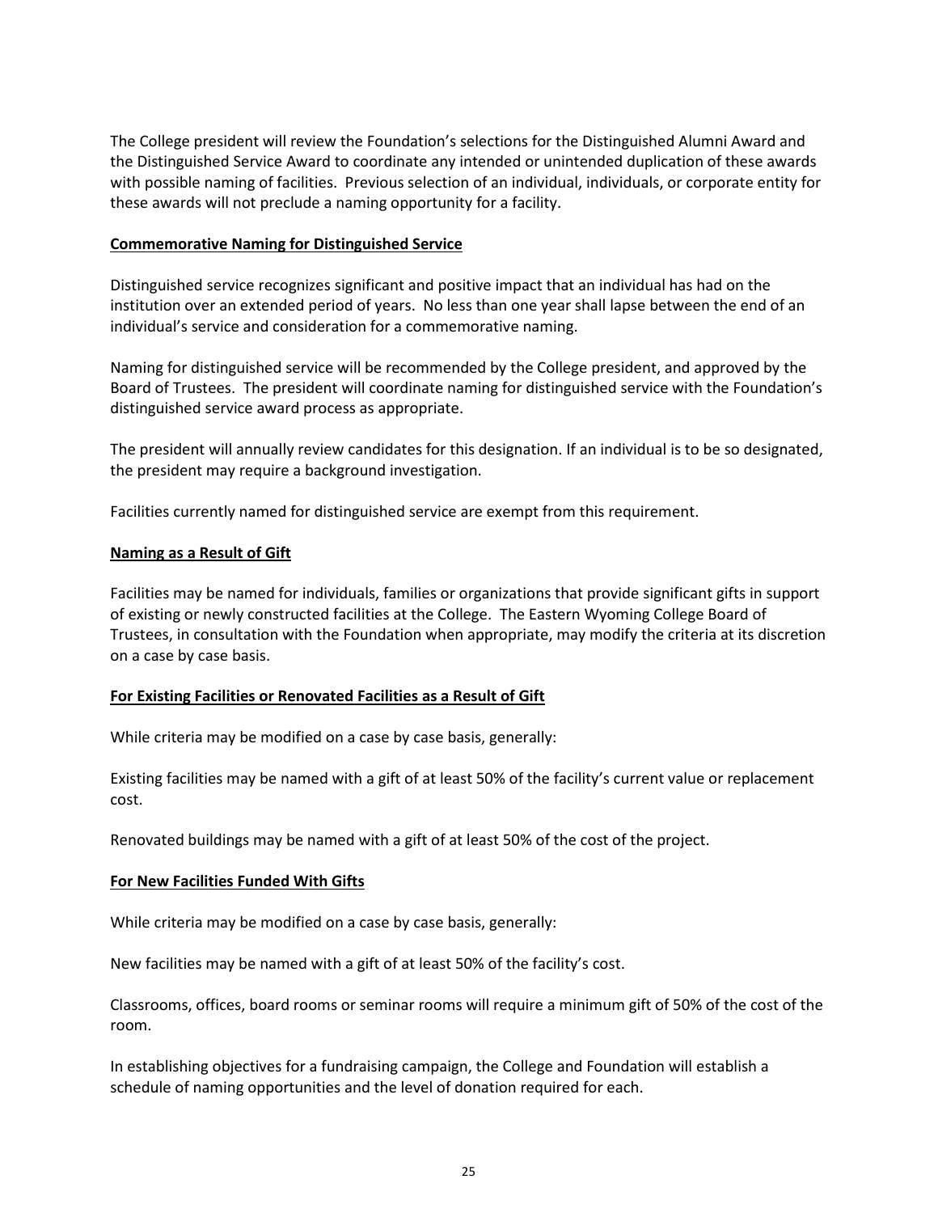The College president will review the Foundation's selections for the Distinguished Alumni Award and the Distinguished Service Award to coordinate any intended or unintended duplication of these awards with possible naming of facilities. Previous selection of an individual, individuals, or corporate entity for these awards will not preclude a naming opportunity for a facility.

## Commemorative Naming for Distinguished Service

Distinguished service recognizes significant and positive impact that an individual has had on the institution over an extended period of years. No less than one year shall lapse between the end of an individual's service and consideration for a commemorative naming.

Naming for distinguished service will be recommended by the College president, and approved by the Board of Trustees. The president will coordinate naming for distinguished service with the Foundation's distinguished service award process as appropriate.

The president will annually review candidates for this designation. If an individual is to be so designated, the president may require a background investigation.

Facilities currently named for distinguished service are exempt from this requirement.

## Naming as a Result of Gift

Facilities may be named for individuals, families or organizations that provide significant gifts in support of existing or newly constructed facilities at the College. The Eastern Wyoming College Board of Trustees, in consultation with the Foundation when appropriate, may modify the criteria at its discretion on a case by case basis.

## For Existing Facilities or Renovated Facilities as a Result of Gift

While criteria may be modified on a case by case basis, generally:

Existing facilities may be named with a gift of at least 50% of the facility's current value or replacement cost.

Renovated buildings may be named with a gift of at least 50% of the cost of the project.

## For New Facilities Funded With Gifts

While criteria may be modified on a case by case basis, generally:

New facilities may be named with a gift of at least 50% of the facility's cost.

Classrooms, offices, board rooms or seminar rooms will require a minimum gift of 50% of the cost of the room.

In establishing objectives for a fundraising campaign, the College and Foundation will establish a schedule of naming opportunities and the level of donation required for each.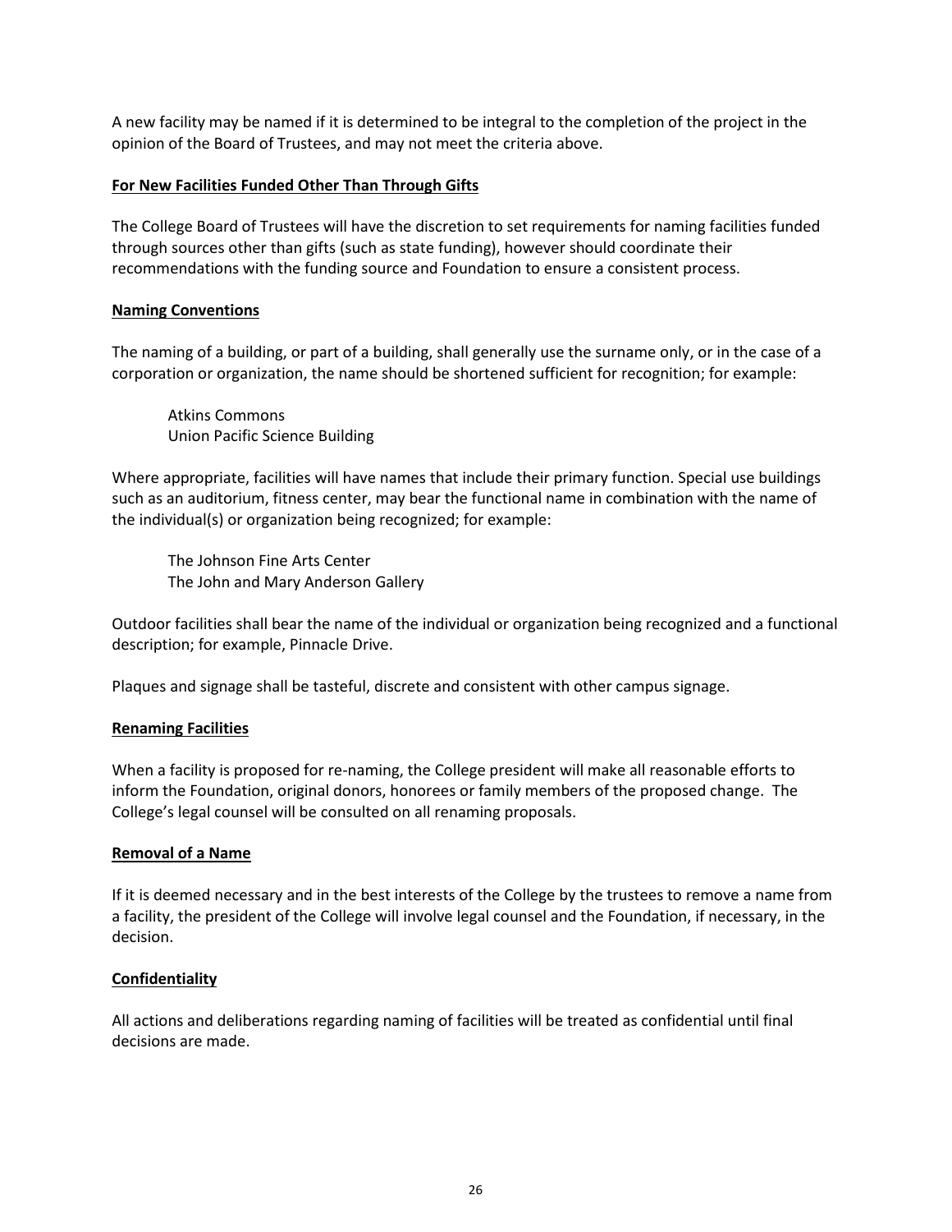A new facility may be named if it is determined to be integral to the completion of the project in the opinion of the Board of Trustees, and may not meet the criteria above.

**For New Facilities Funded Other Than Through Gifts**

The College Board of Trustees will have the discretion to set requirements for naming facilities funded through sources other than gifts (such as state funding), however should coordinate their recommendations with the funding source and Foundation to ensure a consistent process.

**Naming Conventions**

The naming of a building, or part of a building, shall generally use the surname only, or in the case of a corporation or organization, the name should be shortened sufficient for recognition; for example:

> Atkins Commons
> Union Pacific Science Building

Where appropriate, facilities will have names that include their primary function. Special use buildings such as an auditorium, fitness center, may bear the functional name in combination with the name of the individual(s) or organization being recognized; for example:

> The Johnson Fine Arts Center
> The John and Mary Anderson Gallery

Outdoor facilities shall bear the name of the individual or organization being recognized and a functional description; for example, Pinnacle Drive.

Plaques and signage shall be tasteful, discrete and consistent with other campus signage.

**Renaming Facilities**

When a facility is proposed for re-naming, the College president will make all reasonable efforts to inform the Foundation, original donors, honorees or family members of the proposed change. The College's legal counsel will be consulted on all renaming proposals.

**Removal of a Name**

If it is deemed necessary and in the best interests of the College by the trustees to remove a name from a facility, the president of the College will involve legal counsel and the Foundation, if necessary, in the decision.

**Confidentiality**

All actions and deliberations regarding naming of facilities will be treated as confidential until final decisions are made.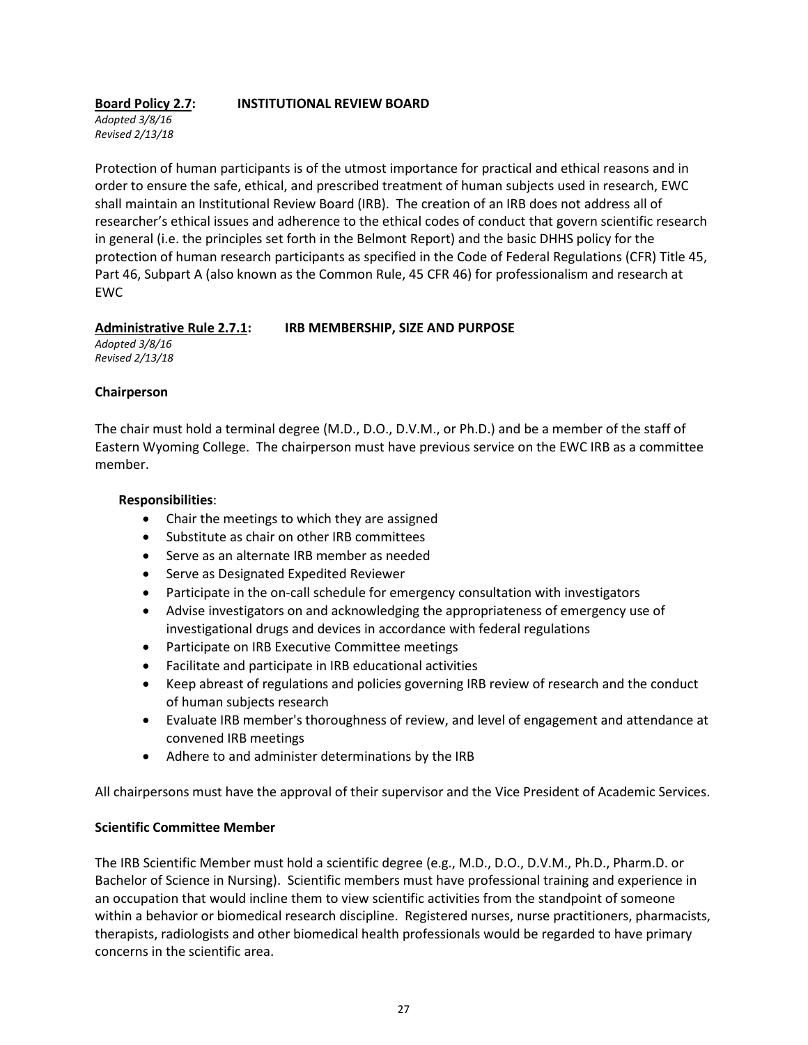**Board Policy 2.7: INSTITUTIONAL REVIEW BOARD**

*Adopted 3/8/16*
*Revised 2/13/18*

Protection of human participants is of the utmost importance for practical and ethical reasons and in order to ensure the safe, ethical, and prescribed treatment of human subjects used in research, EWC shall maintain an Institutional Review Board (IRB). The creation of an IRB does not address all of researcher's ethical issues and adherence to the ethical codes of conduct that govern scientific research in general (i.e. the principles set forth in the Belmont Report) and the basic DHHS policy for the protection of human research participants as specified in the Code of Federal Regulations (CFR) Title 45, Part 46, Subpart A (also known as the Common Rule, 45 CFR 46) for professionalism and research at EWC

**Administrative Rule 2.7.1: IRB MEMBERSHIP, SIZE AND PURPOSE**

*Adopted 3/8/16*
*Revised 2/13/18*

**Chairperson**

The chair must hold a terminal degree (M.D., D.O., D.V.M., or Ph.D.) and be a member of the staff of Eastern Wyoming College. The chairperson must have previous service on the EWC IRB as a committee member.

**Responsibilities**:

- Chair the meetings to which they are assigned
- Substitute as chair on other IRB committees
- Serve as an alternate IRB member as needed
- Serve as Designated Expedited Reviewer
- Participate in the on-call schedule for emergency consultation with investigators
- Advise investigators on and acknowledging the appropriateness of emergency use of investigational drugs and devices in accordance with federal regulations
- Participate on IRB Executive Committee meetings
- Facilitate and participate in IRB educational activities
- Keep abreast of regulations and policies governing IRB review of research and the conduct of human subjects research
- Evaluate IRB member's thoroughness of review, and level of engagement and attendance at convened IRB meetings
- Adhere to and administer determinations by the IRB

All chairpersons must have the approval of their supervisor and the Vice President of Academic Services.

**Scientific Committee Member**

The IRB Scientific Member must hold a scientific degree (e.g., M.D., D.O., D.V.M., Ph.D., Pharm.D. or Bachelor of Science in Nursing). Scientific members must have professional training and experience in an occupation that would incline them to view scientific activities from the standpoint of someone within a behavior or biomedical research discipline. Registered nurses, nurse practitioners, pharmacists, therapists, radiologists and other biomedical health professionals would be regarded to have primary concerns in the scientific area.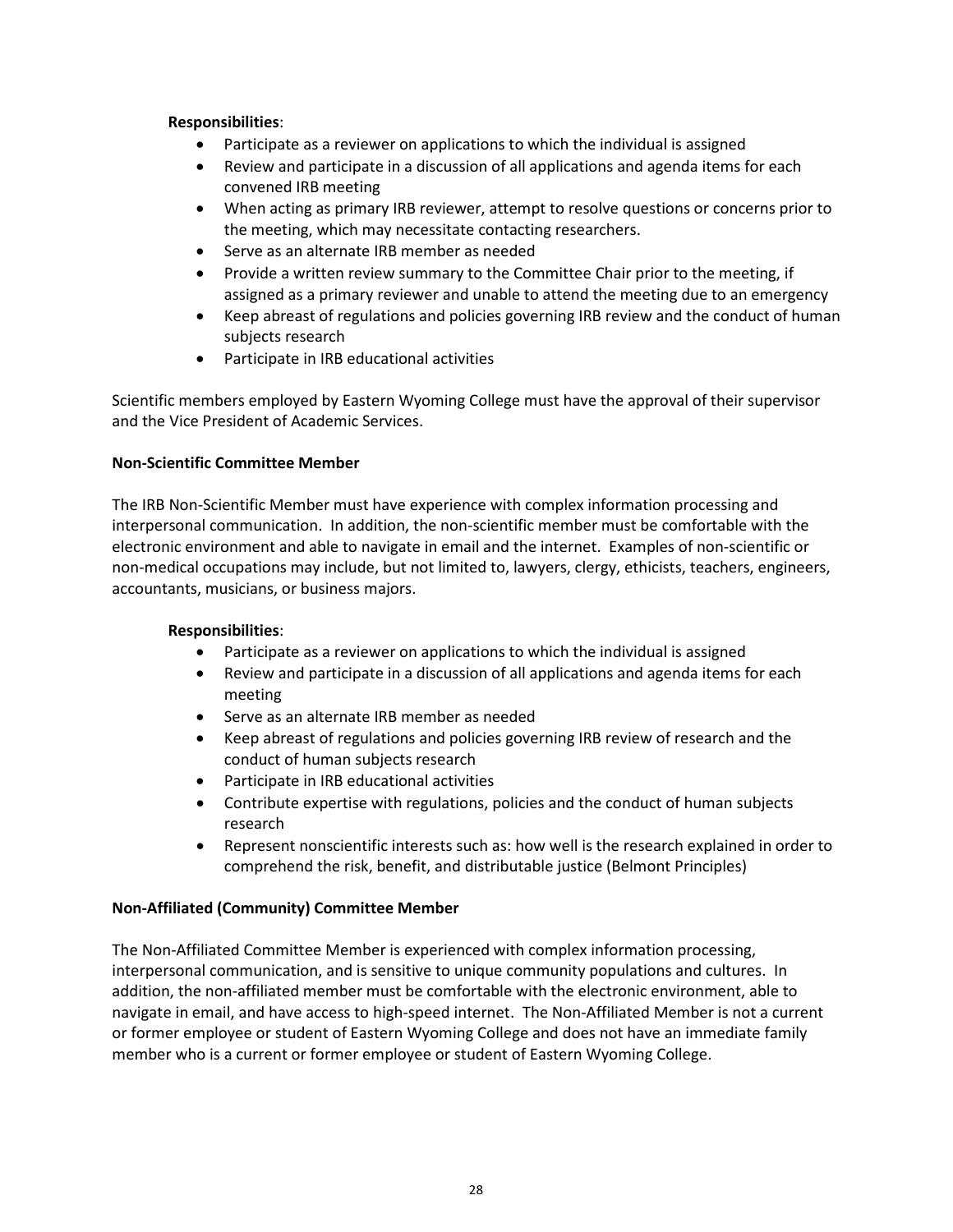**Responsibilities**:

- Participate as a reviewer on applications to which the individual is assigned
- Review and participate in a discussion of all applications and agenda items for each convened IRB meeting
- When acting as primary IRB reviewer, attempt to resolve questions or concerns prior to the meeting, which may necessitate contacting researchers.
- Serve as an alternate IRB member as needed
- Provide a written review summary to the Committee Chair prior to the meeting, if assigned as a primary reviewer and unable to attend the meeting due to an emergency
- Keep abreast of regulations and policies governing IRB review and the conduct of human subjects research
- Participate in IRB educational activities

Scientific members employed by Eastern Wyoming College must have the approval of their supervisor and the Vice President of Academic Services.

**Non-Scientific Committee Member**

The IRB Non-Scientific Member must have experience with complex information processing and interpersonal communication. In addition, the non-scientific member must be comfortable with the electronic environment and able to navigate in email and the internet. Examples of non-scientific or non-medical occupations may include, but not limited to, lawyers, clergy, ethicists, teachers, engineers, accountants, musicians, or business majors.

**Responsibilities**:

- Participate as a reviewer on applications to which the individual is assigned
- Review and participate in a discussion of all applications and agenda items for each meeting
- Serve as an alternate IRB member as needed
- Keep abreast of regulations and policies governing IRB review of research and the conduct of human subjects research
- Participate in IRB educational activities
- Contribute expertise with regulations, policies and the conduct of human subjects research
- Represent nonscientific interests such as: how well is the research explained in order to comprehend the risk, benefit, and distributable justice (Belmont Principles)

**Non-Affiliated (Community) Committee Member**

The Non-Affiliated Committee Member is experienced with complex information processing, interpersonal communication, and is sensitive to unique community populations and cultures. In addition, the non-affiliated member must be comfortable with the electronic environment, able to navigate in email, and have access to high-speed internet. The Non-Affiliated Member is not a current or former employee or student of Eastern Wyoming College and does not have an immediate family member who is a current or former employee or student of Eastern Wyoming College.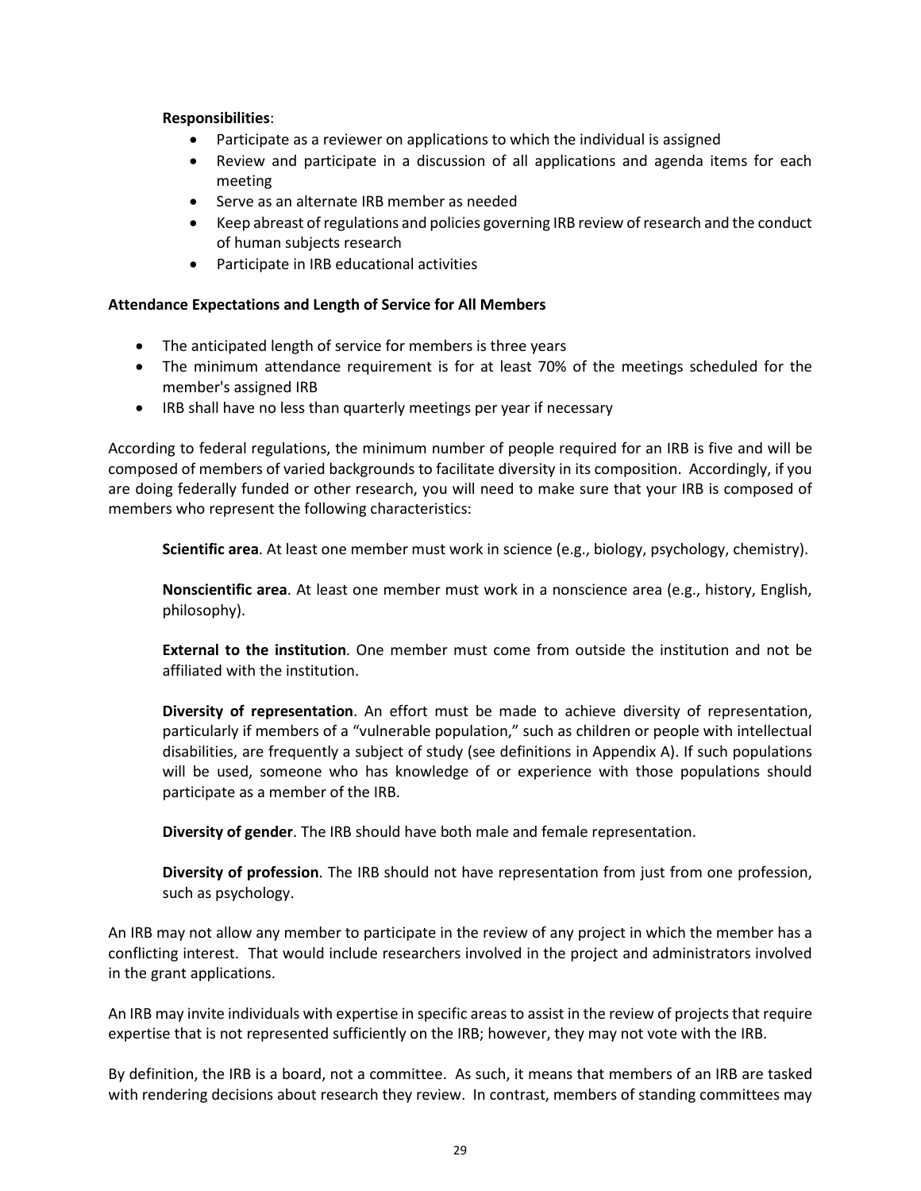**Responsibilities**:

- Participate as a reviewer on applications to which the individual is assigned
- Review and participate in a discussion of all applications and agenda items for each meeting
- Serve as an alternate IRB member as needed
- Keep abreast of regulations and policies governing IRB review of research and the conduct of human subjects research
- Participate in IRB educational activities

**Attendance Expectations and Length of Service for All Members**

- The anticipated length of service for members is three years
- The minimum attendance requirement is for at least 70% of the meetings scheduled for the member's assigned IRB
- IRB shall have no less than quarterly meetings per year if necessary

According to federal regulations, the minimum number of people required for an IRB is five and will be composed of members of varied backgrounds to facilitate diversity in its composition. Accordingly, if you are doing federally funded or other research, you will need to make sure that your IRB is composed of members who represent the following characteristics:

**Scientific area**. At least one member must work in science (e.g., biology, psychology, chemistry).

**Nonscientific area**. At least one member must work in a nonscience area (e.g., history, English, philosophy).

**External to the institution**. One member must come from outside the institution and not be affiliated with the institution.

**Diversity of representation**. An effort must be made to achieve diversity of representation, particularly if members of a "vulnerable population," such as children or people with intellectual disabilities, are frequently a subject of study (see definitions in Appendix A). If such populations will be used, someone who has knowledge of or experience with those populations should participate as a member of the IRB.

**Diversity of gender**. The IRB should have both male and female representation.

**Diversity of profession**. The IRB should not have representation from just from one profession, such as psychology.

An IRB may not allow any member to participate in the review of any project in which the member has a conflicting interest. That would include researchers involved in the project and administrators involved in the grant applications.

An IRB may invite individuals with expertise in specific areas to assist in the review of projects that require expertise that is not represented sufficiently on the IRB; however, they may not vote with the IRB.

By definition, the IRB is a board, not a committee. As such, it means that members of an IRB are tasked with rendering decisions about research they review. In contrast, members of standing committees may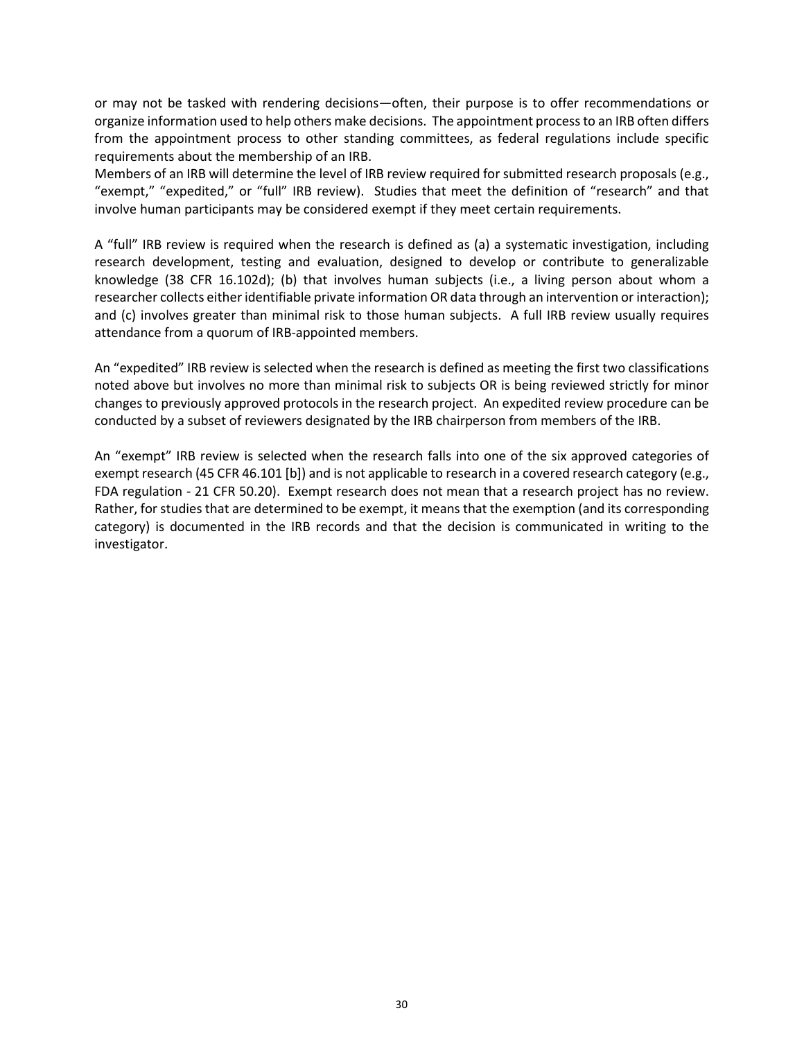or may not be tasked with rendering decisions—often, their purpose is to offer recommendations or organize information used to help others make decisions. The appointment process to an IRB often differs from the appointment process to other standing committees, as federal regulations include specific requirements about the membership of an IRB.

Members of an IRB will determine the level of IRB review required for submitted research proposals (e.g., "exempt," "expedited," or "full" IRB review). Studies that meet the definition of "research" and that involve human participants may be considered exempt if they meet certain requirements.

A "full" IRB review is required when the research is defined as (a) a systematic investigation, including research development, testing and evaluation, designed to develop or contribute to generalizable knowledge (38 CFR 16.102d); (b) that involves human subjects (i.e., a living person about whom a researcher collects either identifiable private information OR data through an intervention or interaction); and (c) involves greater than minimal risk to those human subjects. A full IRB review usually requires attendance from a quorum of IRB-appointed members.

An "expedited" IRB review is selected when the research is defined as meeting the first two classifications noted above but involves no more than minimal risk to subjects OR is being reviewed strictly for minor changes to previously approved protocols in the research project. An expedited review procedure can be conducted by a subset of reviewers designated by the IRB chairperson from members of the IRB.

An "exempt" IRB review is selected when the research falls into one of the six approved categories of exempt research (45 CFR 46.101 [b]) and is not applicable to research in a covered research category (e.g., FDA regulation - 21 CFR 50.20). Exempt research does not mean that a research project has no review. Rather, for studies that are determined to be exempt, it means that the exemption (and its corresponding category) is documented in the IRB records and that the decision is communicated in writing to the investigator.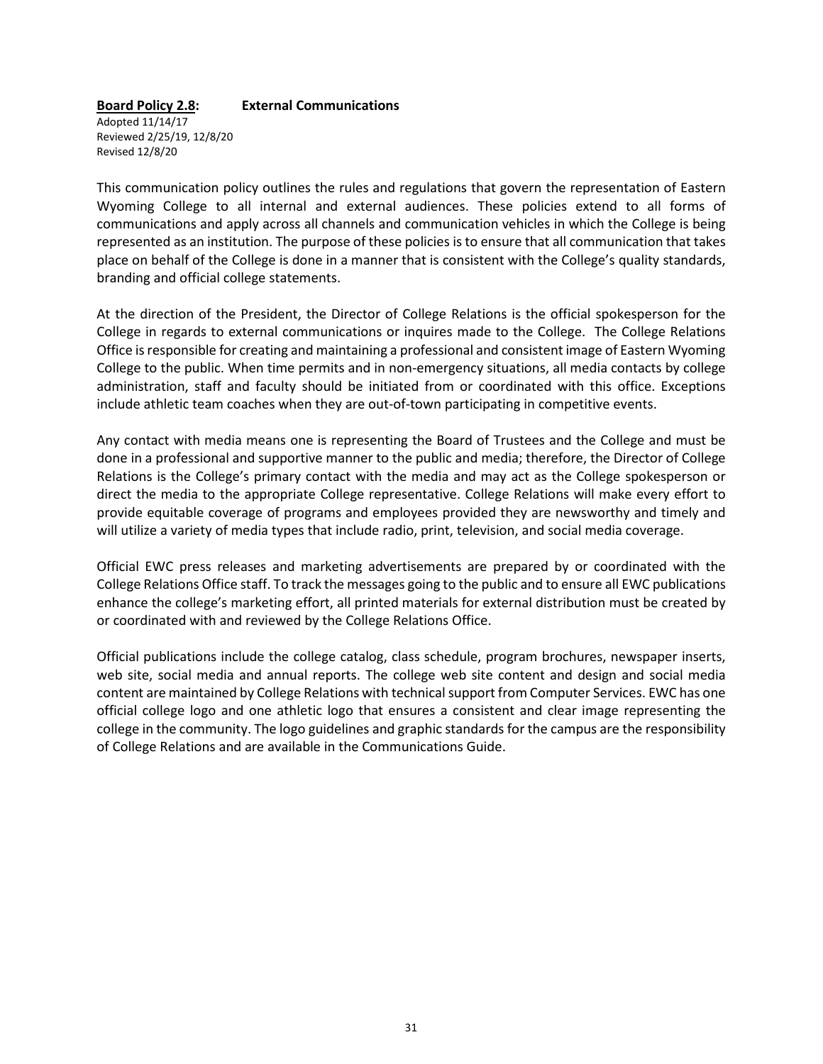**Board Policy 2.8:** **External Communications**

Adopted 11/14/17
Reviewed 2/25/19, 12/8/20
Revised 12/8/20

This communication policy outlines the rules and regulations that govern the representation of Eastern Wyoming College to all internal and external audiences. These policies extend to all forms of communications and apply across all channels and communication vehicles in which the College is being represented as an institution. The purpose of these policies is to ensure that all communication that takes place on behalf of the College is done in a manner that is consistent with the College's quality standards, branding and official college statements.

At the direction of the President, the Director of College Relations is the official spokesperson for the College in regards to external communications or inquires made to the College. The College Relations Office is responsible for creating and maintaining a professional and consistent image of Eastern Wyoming College to the public. When time permits and in non-emergency situations, all media contacts by college administration, staff and faculty should be initiated from or coordinated with this office. Exceptions include athletic team coaches when they are out-of-town participating in competitive events.

Any contact with media means one is representing the Board of Trustees and the College and must be done in a professional and supportive manner to the public and media; therefore, the Director of College Relations is the College's primary contact with the media and may act as the College spokesperson or direct the media to the appropriate College representative. College Relations will make every effort to provide equitable coverage of programs and employees provided they are newsworthy and timely and will utilize a variety of media types that include radio, print, television, and social media coverage.

Official EWC press releases and marketing advertisements are prepared by or coordinated with the College Relations Office staff. To track the messages going to the public and to ensure all EWC publications enhance the college's marketing effort, all printed materials for external distribution must be created by or coordinated with and reviewed by the College Relations Office.

Official publications include the college catalog, class schedule, program brochures, newspaper inserts, web site, social media and annual reports. The college web site content and design and social media content are maintained by College Relations with technical support from Computer Services. EWC has one official college logo and one athletic logo that ensures a consistent and clear image representing the college in the community. The logo guidelines and graphic standards for the campus are the responsibility of College Relations and are available in the Communications Guide.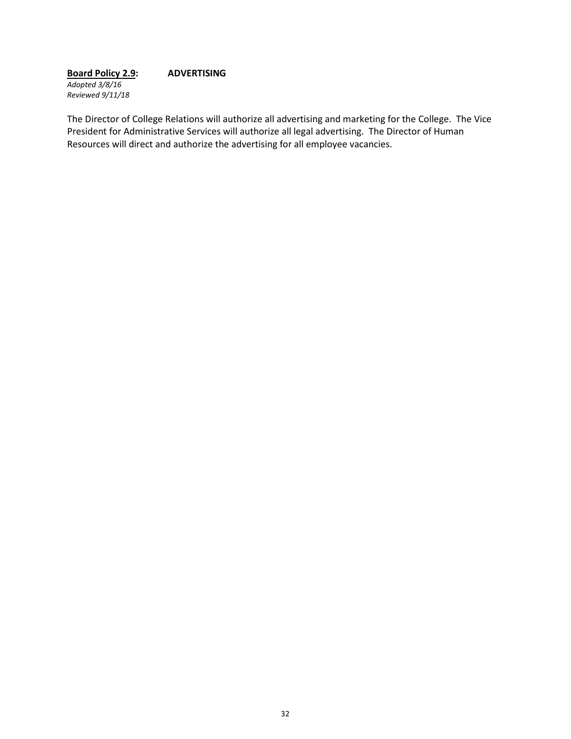**<u>Board Policy 2.9</u>: ADVERTISING**

*Adopted 3/8/16*
*Reviewed 9/11/18*

The Director of College Relations will authorize all advertising and marketing for the College. The Vice President for Administrative Services will authorize all legal advertising. The Director of Human Resources will direct and authorize the advertising for all employee vacancies.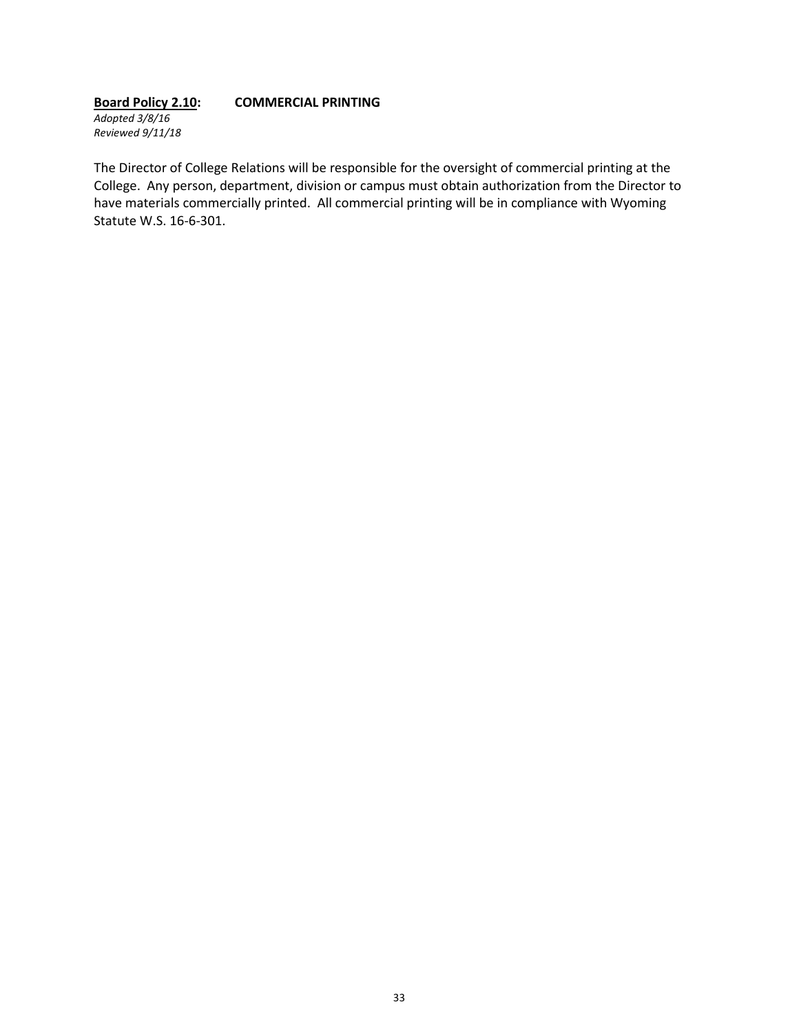**Board Policy 2.10: COMMERCIAL PRINTING**

*Adopted 3/8/16*
*Reviewed 9/11/18*

The Director of College Relations will be responsible for the oversight of commercial printing at the College. Any person, department, division or campus must obtain authorization from the Director to have materials commercially printed. All commercial printing will be in compliance with Wyoming Statute W.S. 16-6-301.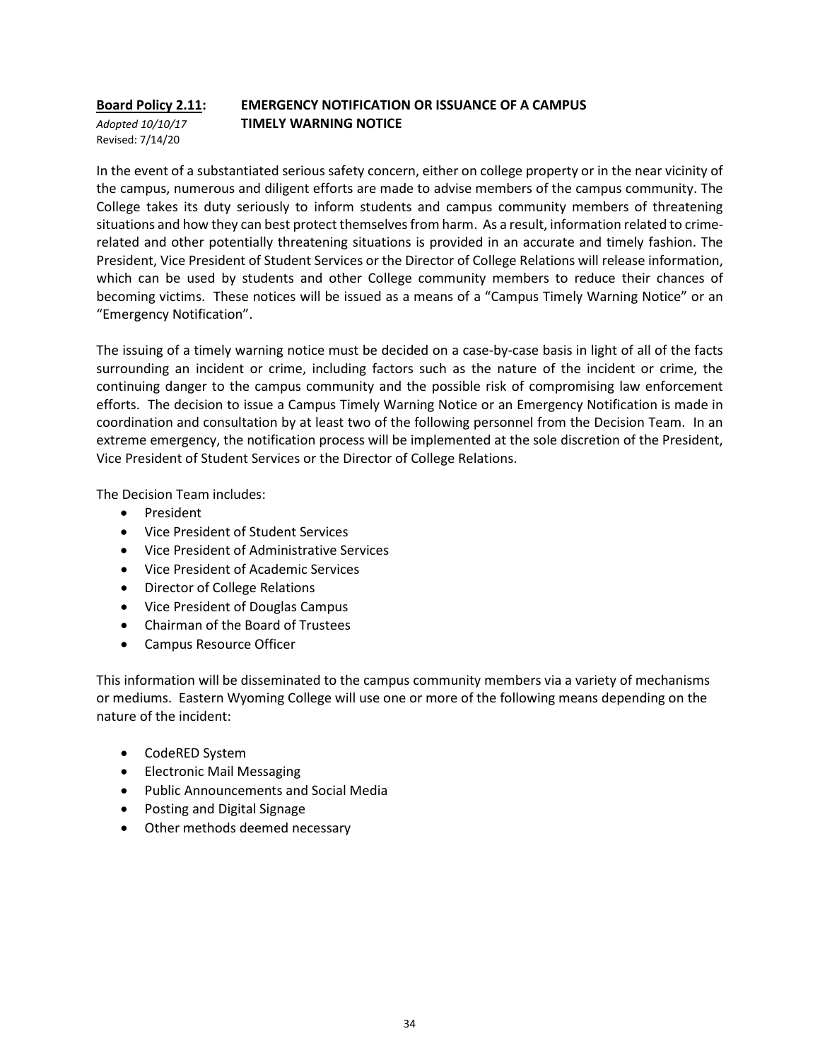**<u>Board Policy 2.11</u>: EMERGENCY NOTIFICATION OR ISSUANCE OF A CAMPUS TIMELY WARNING NOTICE**

*Adopted 10/10/17*
Revised: 7/14/20

In the event of a substantiated serious safety concern, either on college property or in the near vicinity of the campus, numerous and diligent efforts are made to advise members of the campus community. The College takes its duty seriously to inform students and campus community members of threatening situations and how they can best protect themselves from harm. As a result, information related to crime-related and other potentially threatening situations is provided in an accurate and timely fashion. The President, Vice President of Student Services or the Director of College Relations will release information, which can be used by students and other College community members to reduce their chances of becoming victims. These notices will be issued as a means of a "Campus Timely Warning Notice" or an "Emergency Notification".

The issuing of a timely warning notice must be decided on a case-by-case basis in light of all of the facts surrounding an incident or crime, including factors such as the nature of the incident or crime, the continuing danger to the campus community and the possible risk of compromising law enforcement efforts. The decision to issue a Campus Timely Warning Notice or an Emergency Notification is made in coordination and consultation by at least two of the following personnel from the Decision Team. In an extreme emergency, the notification process will be implemented at the sole discretion of the President, Vice President of Student Services or the Director of College Relations.

The Decision Team includes:

- President
- Vice President of Student Services
- Vice President of Administrative Services
- Vice President of Academic Services
- Director of College Relations
- Vice President of Douglas Campus
- Chairman of the Board of Trustees
- Campus Resource Officer

This information will be disseminated to the campus community members via a variety of mechanisms or mediums. Eastern Wyoming College will use one or more of the following means depending on the nature of the incident:

- CodeRED System
- Electronic Mail Messaging
- Public Announcements and Social Media
- Posting and Digital Signage
- Other methods deemed necessary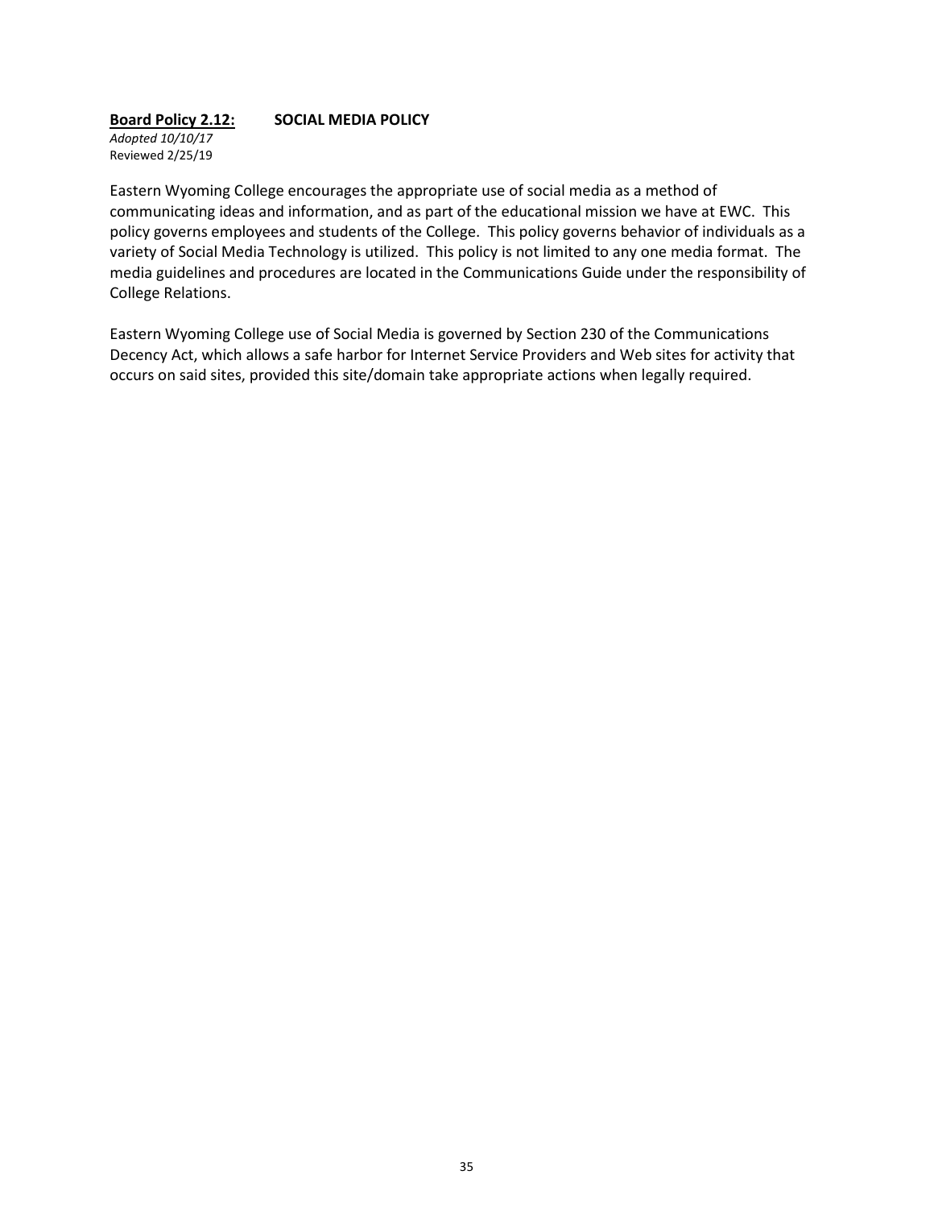**<u>Board Policy 2.12:</u>** **SOCIAL MEDIA POLICY**

*Adopted 10/10/17*
Reviewed 2/25/19

Eastern Wyoming College encourages the appropriate use of social media as a method of communicating ideas and information, and as part of the educational mission we have at EWC. This policy governs employees and students of the College. This policy governs behavior of individuals as a variety of Social Media Technology is utilized. This policy is not limited to any one media format. The media guidelines and procedures are located in the Communications Guide under the responsibility of College Relations.

Eastern Wyoming College use of Social Media is governed by Section 230 of the Communications Decency Act, which allows a safe harbor for Internet Service Providers and Web sites for activity that occurs on said sites, provided this site/domain take appropriate actions when legally required.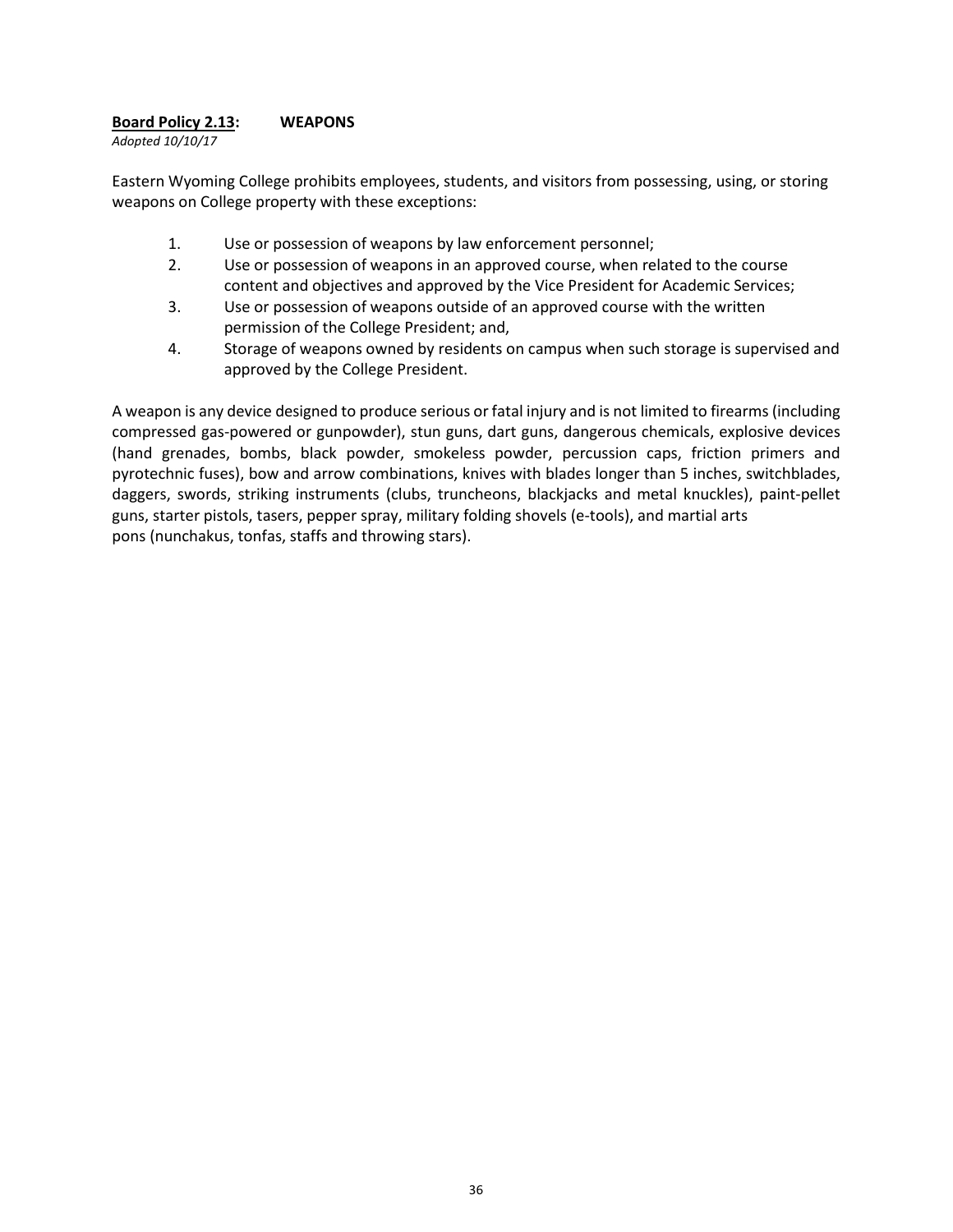**Board Policy 2.13: WEAPONS**

*Adopted 10/10/17*

Eastern Wyoming College prohibits employees, students, and visitors from possessing, using, or storing weapons on College property with these exceptions:

1. Use or possession of weapons by law enforcement personnel;
2. Use or possession of weapons in an approved course, when related to the course content and objectives and approved by the Vice President for Academic Services;
3. Use or possession of weapons outside of an approved course with the written permission of the College President; and,
4. Storage of weapons owned by residents on campus when such storage is supervised and approved by the College President.

A weapon is any device designed to produce serious or fatal injury and is not limited to firearms (including compressed gas-powered or gunpowder), stun guns, dart guns, dangerous chemicals, explosive devices (hand grenades, bombs, black powder, smokeless powder, percussion caps, friction primers and pyrotechnic fuses), bow and arrow combinations, knives with blades longer than 5 inches, switchblades, daggers, swords, striking instruments (clubs, truncheons, blackjacks and metal knuckles), paint-pellet guns, starter pistols, tasers, pepper spray, military folding shovels (e-tools), and martial arts pons (nunchakus, tonfas, staffs and throwing stars).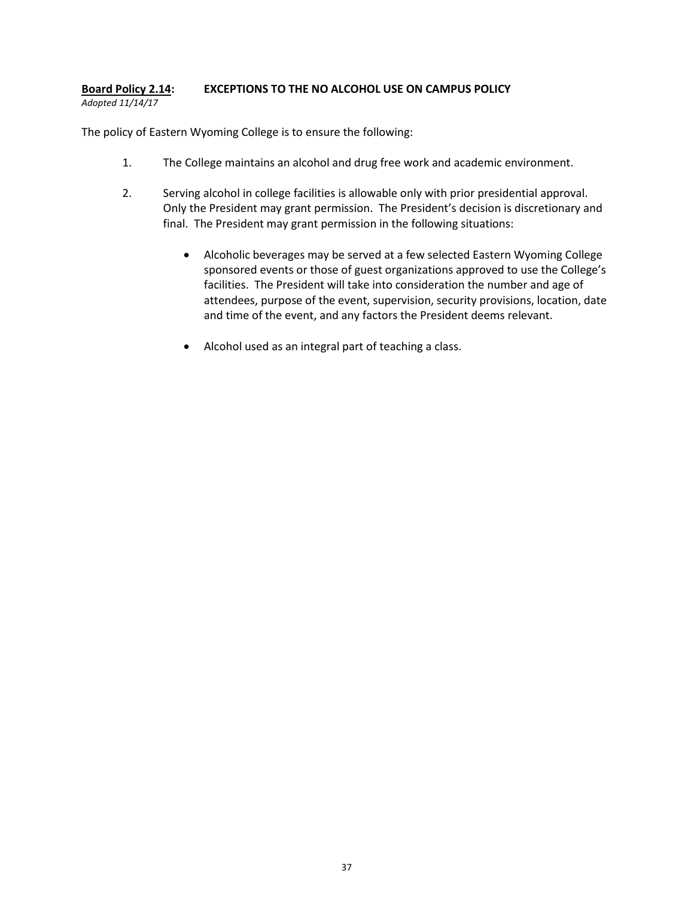**<u>Board Policy 2.14</u>: EXCEPTIONS TO THE NO ALCOHOL USE ON CAMPUS POLICY**

*Adopted 11/14/17*

The policy of Eastern Wyoming College is to ensure the following:

1. The College maintains an alcohol and drug free work and academic environment.

2. Serving alcohol in college facilities is allowable only with prior presidential approval. Only the President may grant permission. The President's decision is discretionary and final. The President may grant permission in the following situations:

    - Alcoholic beverages may be served at a few selected Eastern Wyoming College sponsored events or those of guest organizations approved to use the College's facilities. The President will take into consideration the number and age of attendees, purpose of the event, supervision, security provisions, location, date and time of the event, and any factors the President deems relevant.

    - Alcohol used as an integral part of teaching a class.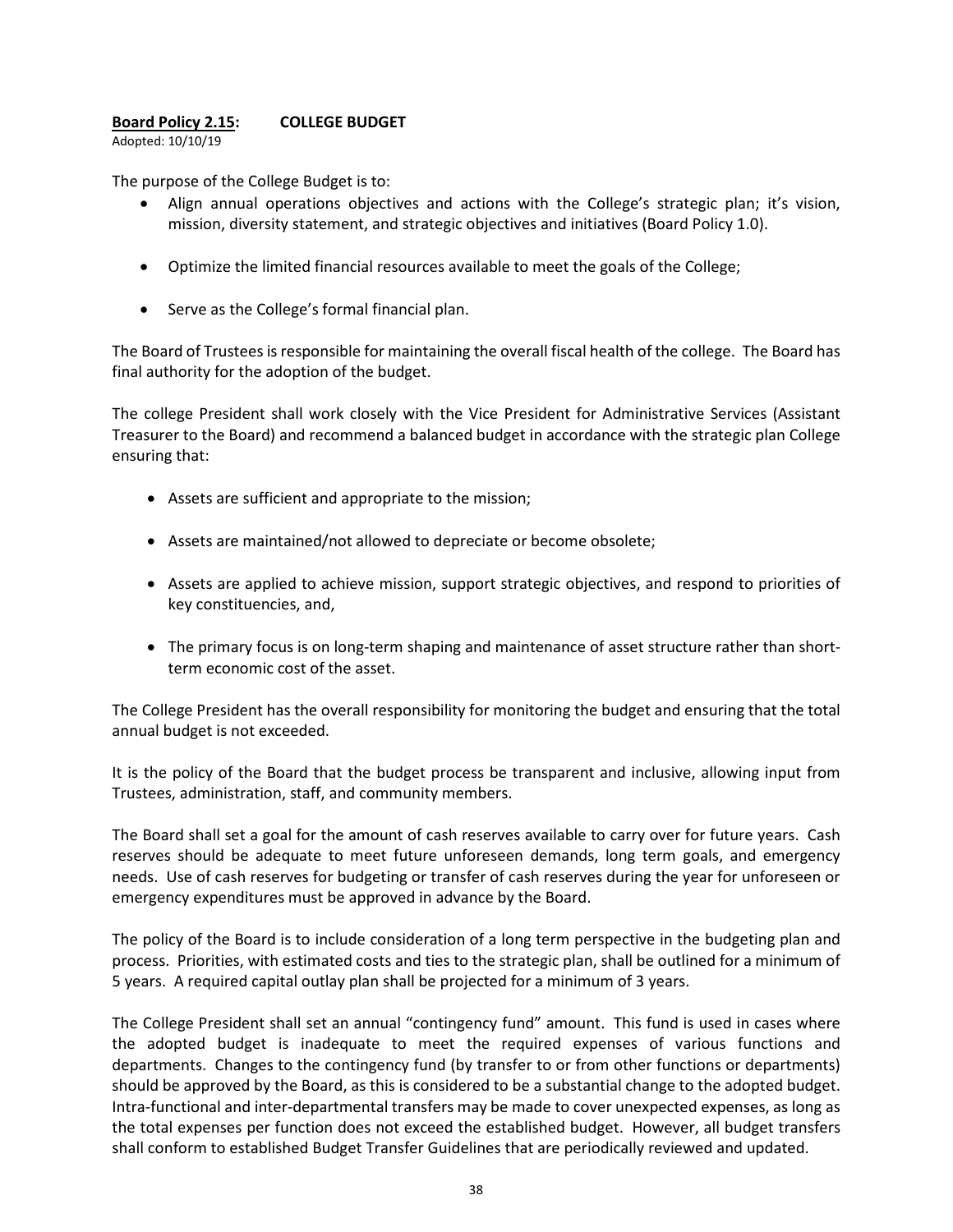**<u>Board Policy 2.15</u>: COLLEGE BUDGET**

Adopted: 10/10/19

The purpose of the College Budget is to:

- Align annual operations objectives and actions with the College's strategic plan; it's vision, mission, diversity statement, and strategic objectives and initiatives (Board Policy 1.0).
- Optimize the limited financial resources available to meet the goals of the College;
- Serve as the College's formal financial plan.

The Board of Trustees is responsible for maintaining the overall fiscal health of the college. The Board has final authority for the adoption of the budget.

The college President shall work closely with the Vice President for Administrative Services (Assistant Treasurer to the Board) and recommend a balanced budget in accordance with the strategic plan College ensuring that:

- Assets are sufficient and appropriate to the mission;
- Assets are maintained/not allowed to depreciate or become obsolete;
- Assets are applied to achieve mission, support strategic objectives, and respond to priorities of key constituencies, and,
- The primary focus is on long-term shaping and maintenance of asset structure rather than short-term economic cost of the asset.

The College President has the overall responsibility for monitoring the budget and ensuring that the total annual budget is not exceeded.

It is the policy of the Board that the budget process be transparent and inclusive, allowing input from Trustees, administration, staff, and community members.

The Board shall set a goal for the amount of cash reserves available to carry over for future years. Cash reserves should be adequate to meet future unforeseen demands, long term goals, and emergency needs. Use of cash reserves for budgeting or transfer of cash reserves during the year for unforeseen or emergency expenditures must be approved in advance by the Board.

The policy of the Board is to include consideration of a long term perspective in the budgeting plan and process. Priorities, with estimated costs and ties to the strategic plan, shall be outlined for a minimum of 5 years. A required capital outlay plan shall be projected for a minimum of 3 years.

The College President shall set an annual "contingency fund" amount. This fund is used in cases where the adopted budget is inadequate to meet the required expenses of various functions and departments. Changes to the contingency fund (by transfer to or from other functions or departments) should be approved by the Board, as this is considered to be a substantial change to the adopted budget. Intra-functional and inter-departmental transfers may be made to cover unexpected expenses, as long as the total expenses per function does not exceed the established budget. However, all budget transfers shall conform to established Budget Transfer Guidelines that are periodically reviewed and updated.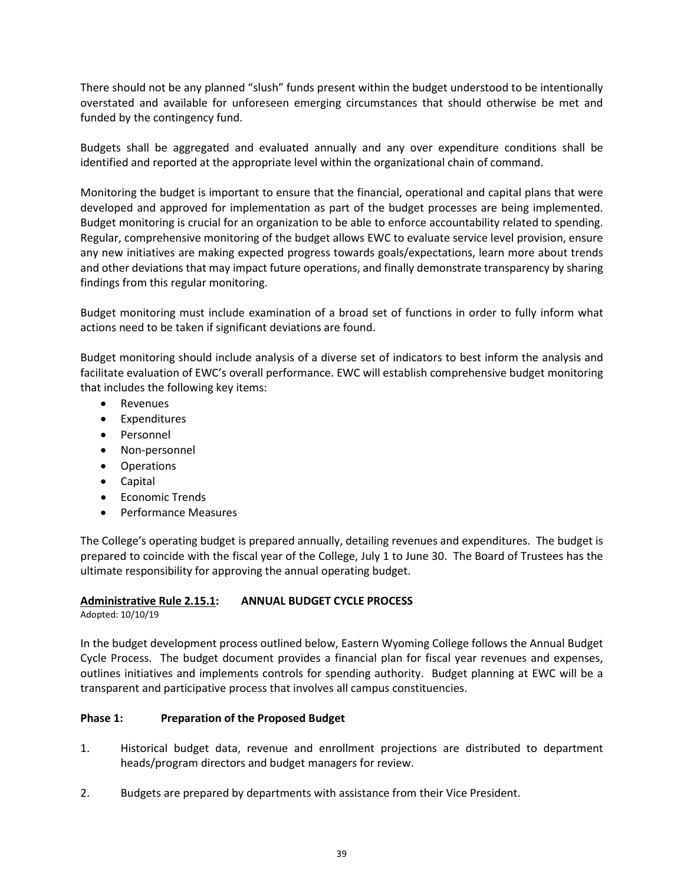There should not be any planned "slush" funds present within the budget understood to be intentionally overstated and available for unforeseen emerging circumstances that should otherwise be met and funded by the contingency fund.

Budgets shall be aggregated and evaluated annually and any over expenditure conditions shall be identified and reported at the appropriate level within the organizational chain of command.

Monitoring the budget is important to ensure that the financial, operational and capital plans that were developed and approved for implementation as part of the budget processes are being implemented. Budget monitoring is crucial for an organization to be able to enforce accountability related to spending. Regular, comprehensive monitoring of the budget allows EWC to evaluate service level provision, ensure any new initiatives are making expected progress towards goals/expectations, learn more about trends and other deviations that may impact future operations, and finally demonstrate transparency by sharing findings from this regular monitoring.

Budget monitoring must include examination of a broad set of functions in order to fully inform what actions need to be taken if significant deviations are found.

Budget monitoring should include analysis of a diverse set of indicators to best inform the analysis and facilitate evaluation of EWC's overall performance. EWC will establish comprehensive budget monitoring that includes the following key items:

- Revenues
- Expenditures
- Personnel
- Non-personnel
- Operations
- Capital
- Economic Trends
- Performance Measures

The College's operating budget is prepared annually, detailing revenues and expenditures. The budget is prepared to coincide with the fiscal year of the College, July 1 to June 30. The Board of Trustees has the ultimate responsibility for approving the annual operating budget.

### <u>Administrative Rule 2.15.1</u>: ANNUAL BUDGET CYCLE PROCESS

Adopted: 10/10/19

In the budget development process outlined below, Eastern Wyoming College follows the Annual Budget Cycle Process. The budget document provides a financial plan for fiscal year revenues and expenses, outlines initiatives and implements controls for spending authority. Budget planning at EWC will be a transparent and participative process that involves all campus constituencies.

**Phase 1: Preparation of the Proposed Budget**

1. Historical budget data, revenue and enrollment projections are distributed to department heads/program directors and budget managers for review.
2. Budgets are prepared by departments with assistance from their Vice President.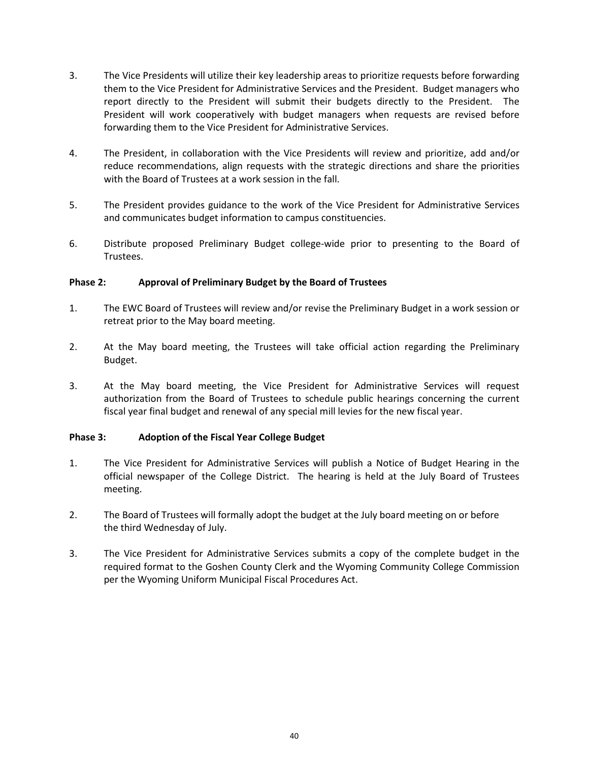3. The Vice Presidents will utilize their key leadership areas to prioritize requests before forwarding them to the Vice President for Administrative Services and the President. Budget managers who report directly to the President will submit their budgets directly to the President. The President will work cooperatively with budget managers when requests are revised before forwarding them to the Vice President for Administrative Services.

4. The President, in collaboration with the Vice Presidents will review and prioritize, add and/or reduce recommendations, align requests with the strategic directions and share the priorities with the Board of Trustees at a work session in the fall.

5. The President provides guidance to the work of the Vice President for Administrative Services and communicates budget information to campus constituencies.

6. Distribute proposed Preliminary Budget college-wide prior to presenting to the Board of Trustees.

**Phase 2: Approval of Preliminary Budget by the Board of Trustees**

1. The EWC Board of Trustees will review and/or revise the Preliminary Budget in a work session or retreat prior to the May board meeting.

2. At the May board meeting, the Trustees will take official action regarding the Preliminary Budget.

3. At the May board meeting, the Vice President for Administrative Services will request authorization from the Board of Trustees to schedule public hearings concerning the current fiscal year final budget and renewal of any special mill levies for the new fiscal year.

**Phase 3: Adoption of the Fiscal Year College Budget**

1. The Vice President for Administrative Services will publish a Notice of Budget Hearing in the official newspaper of the College District. The hearing is held at the July Board of Trustees meeting.

2. The Board of Trustees will formally adopt the budget at the July board meeting on or before the third Wednesday of July.

3. The Vice President for Administrative Services submits a copy of the complete budget in the required format to the Goshen County Clerk and the Wyoming Community College Commission per the Wyoming Uniform Municipal Fiscal Procedures Act.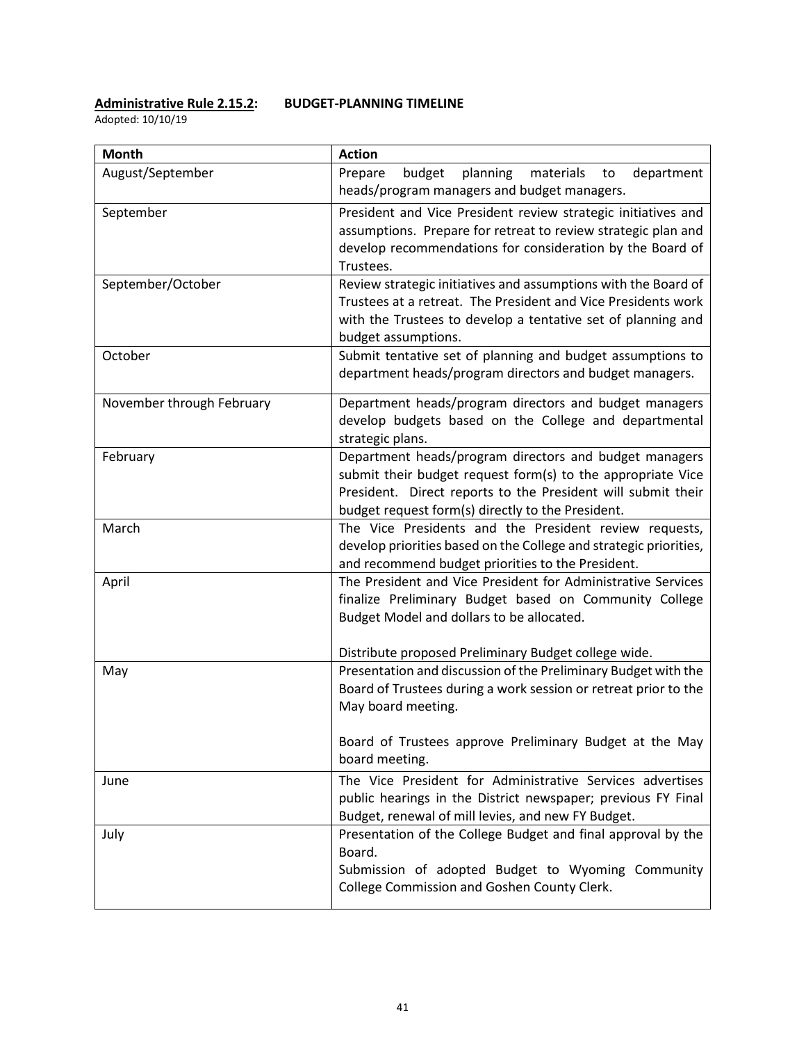**Administrative Rule 2.15.2: BUDGET-PLANNING TIMELINE**

Adopted: 10/10/19

| Month | Action |
| --- | --- |
| August/September | Prepare budget planning materials to department heads/program managers and budget managers. |
| September | President and Vice President review strategic initiatives and assumptions. Prepare for retreat to review strategic plan and develop recommendations for consideration by the Board of Trustees. |
| September/October | Review strategic initiatives and assumptions with the Board of Trustees at a retreat. The President and Vice Presidents work with the Trustees to develop a tentative set of planning and budget assumptions. |
| October | Submit tentative set of planning and budget assumptions to department heads/program directors and budget managers. |
| November through February | Department heads/program directors and budget managers develop budgets based on the College and departmental strategic plans. |
| February | Department heads/program directors and budget managers submit their budget request form(s) to the appropriate Vice President. Direct reports to the President will submit their budget request form(s) directly to the President. |
| March | The Vice Presidents and the President review requests, develop priorities based on the College and strategic priorities, and recommend budget priorities to the President. |
| April | The President and Vice President for Administrative Services finalize Preliminary Budget based on Community College Budget Model and dollars to be allocated.<br><br>Distribute proposed Preliminary Budget college wide. |
| May | Presentation and discussion of the Preliminary Budget with the Board of Trustees during a work session or retreat prior to the May board meeting.<br><br>Board of Trustees approve Preliminary Budget at the May board meeting. |
| June | The Vice President for Administrative Services advertises public hearings in the District newspaper; previous FY Final Budget, renewal of mill levies, and new FY Budget. |
| July | Presentation of the College Budget and final approval by the Board.<br>Submission of adopted Budget to Wyoming Community College Commission and Goshen County Clerk. |